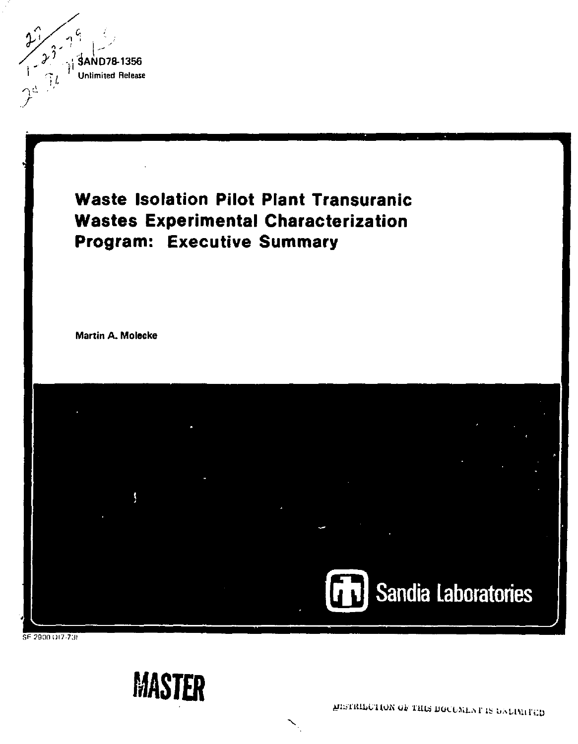SAND78-1356
Unlimited Release

# Waste Isolation Pilot Plant Transuranic Wastes Experimental Characterization Program: Executive Summary

Martin A. Molecke

Sandia Laboratories

SF 2900 (07-73)

MASTER

DISTRIBUTION OF THIS DOCUMENT IS UNLIMITED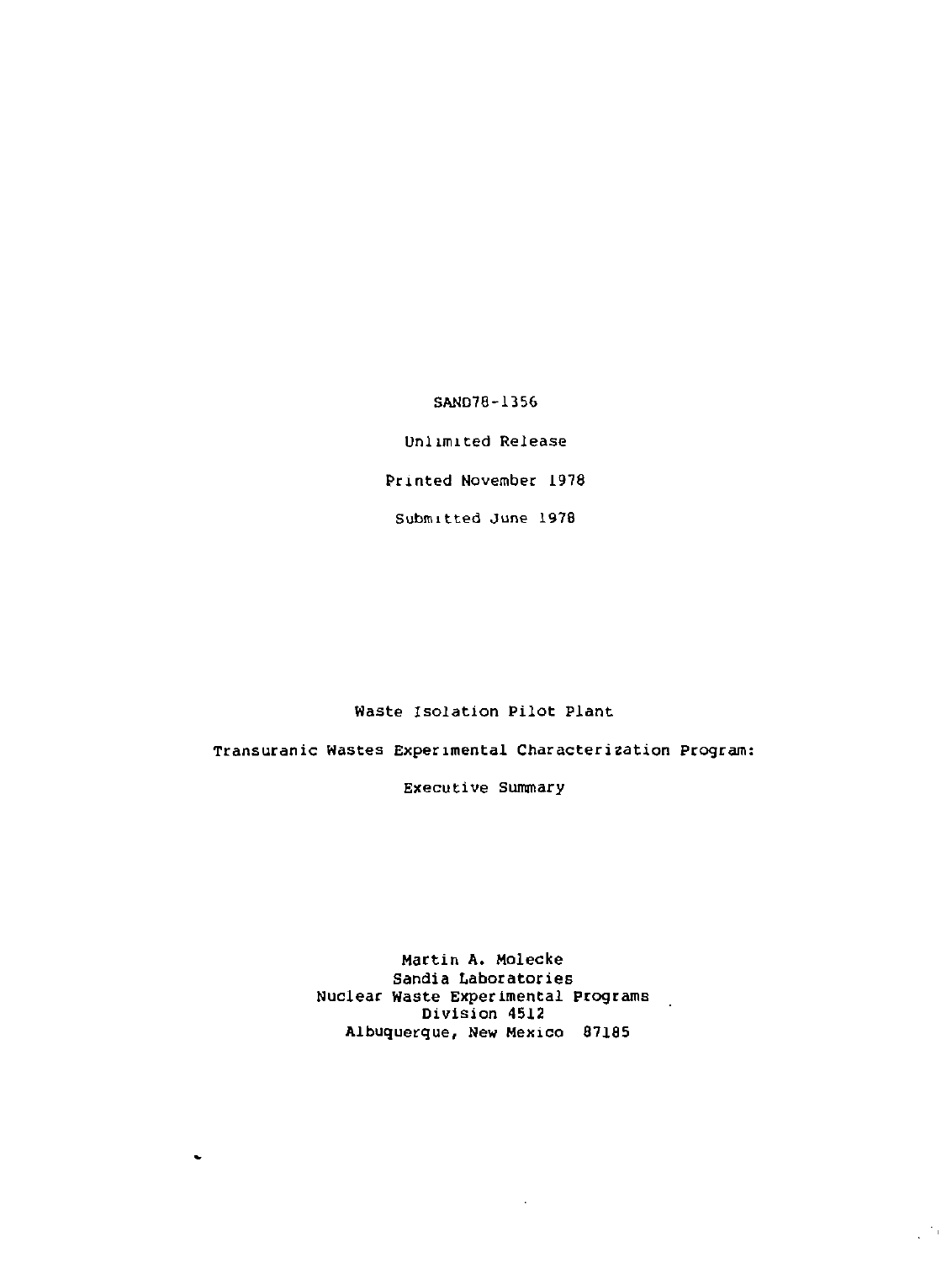SAND78-1356

Unlimited Release

Printed November 1978

Submitted June 1978

# Waste Isolation Pilot Plant

# Transuranic Wastes Experimental Characterization Program:

# Executive Summary

Martin A. Molecke
Sandia Laboratories
Nuclear Waste Experimental Programs
Division 4512
Albuquerque, New Mexico 87185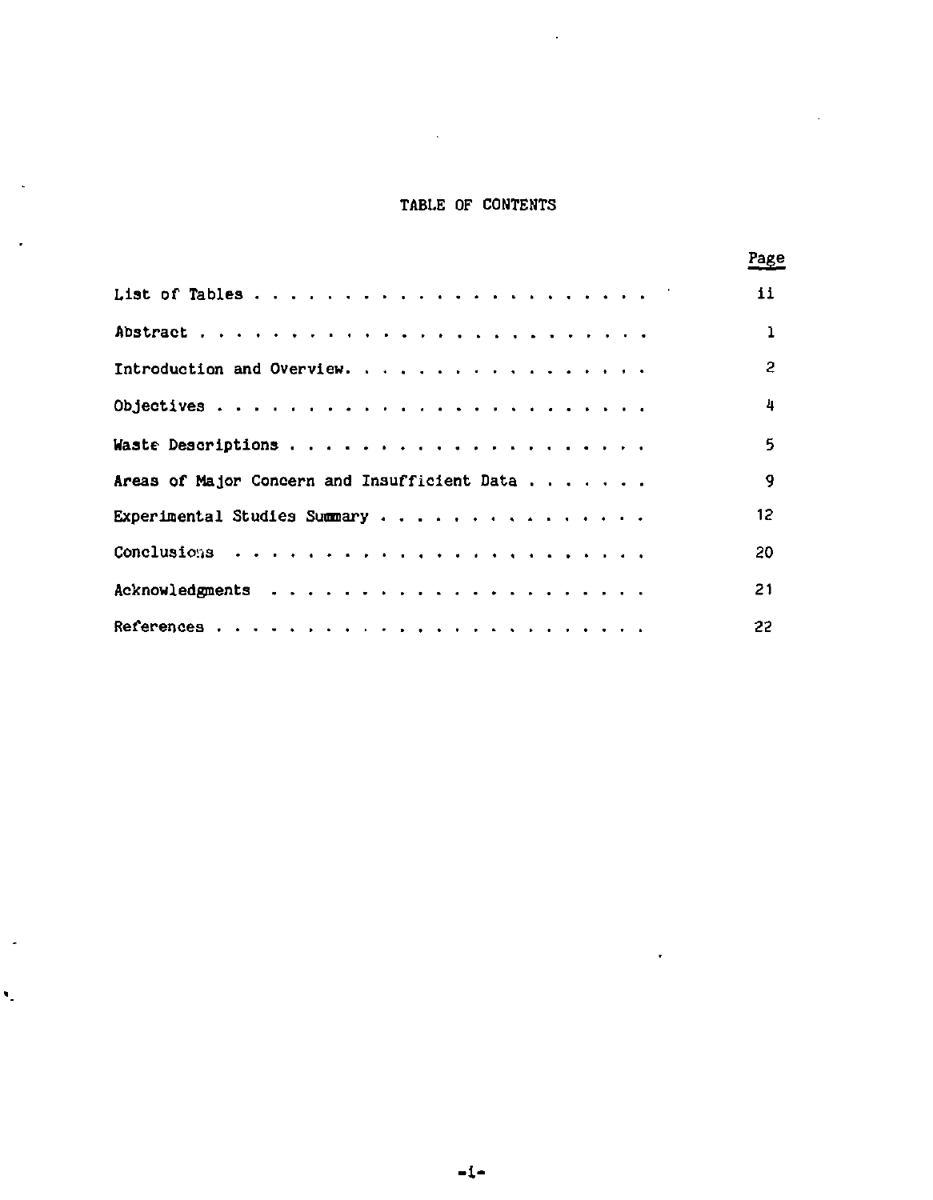# TABLE OF CONTENTS

| | Page |
|---|---|
| List of Tables | ii |
| Abstract | 1 |
| Introduction and Overview | 2 |
| Objectives | 4 |
| Waste Descriptions | 5 |
| Areas of Major Concern and Insufficient Data | 9 |
| Experimental Studies Summary | 12 |
| Conclusions | 20 |
| Acknowledgments | 21 |
| References | 22 |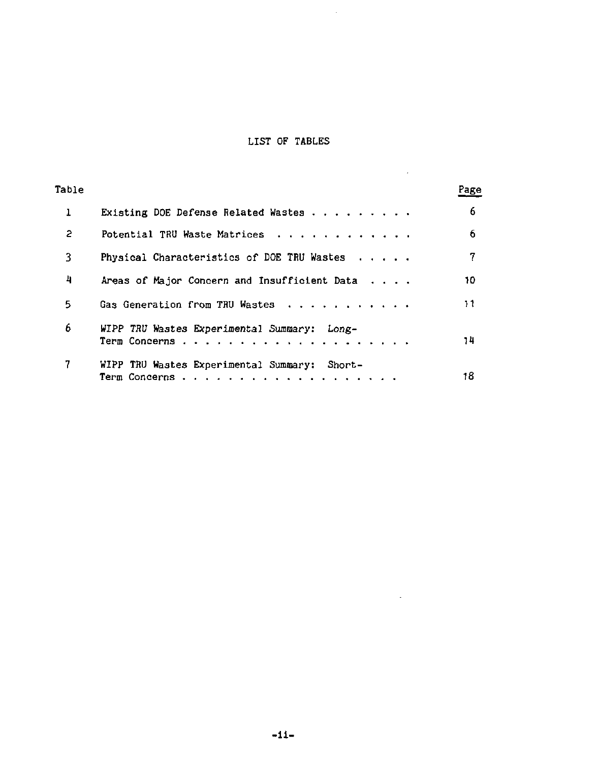# LIST OF TABLES

| Table | | Page |
|---|---|---|
| 1 | Existing DOE Defense Related Wastes | 6 |
| 2 | Potential TRU Waste Matrices | 6 |
| 3 | Physical Characteristics of DOE TRU Wastes | 7 |
| 4 | Areas of Major Concern and Insufficient Data | 10 |
| 5 | Gas Generation from TRU Wastes | 11 |
| 6 | *WIPP TRU Wastes Experimental Summary: Long-Term Concerns* | 14 |
| 7 | WIPP TRU Wastes Experimental Summary: Short-Term Concerns | 18 |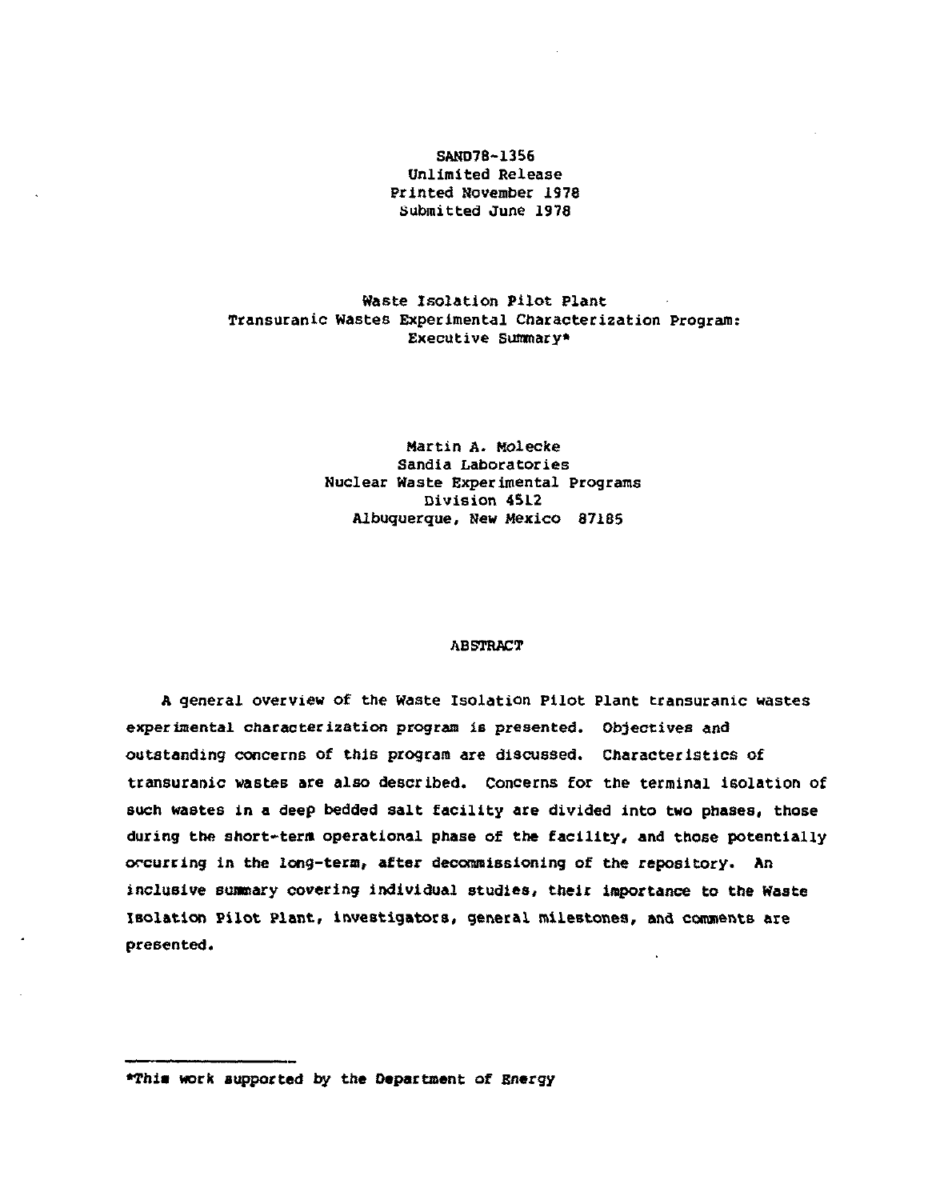SAND78-1356
Unlimited Release
Printed November 1978
Submitted June 1978

# Waste Isolation Pilot Plant Transuranic Wastes Experimental Characterization Program: Executive Summary*

Martin A. Molecke
Sandia Laboratories
Nuclear Waste Experimental Programs
Division 4512
Albuquerque, New Mexico 87185

## ABSTRACT

A general overview of the Waste Isolation Pilot Plant transuranic wastes experimental characterization program is presented. Objectives and outstanding concerns of this program are discussed. Characteristics of transuranic wastes are also described. Concerns for the terminal isolation of such wastes in a deep bedded salt facility are divided into two phases, those during the short-term operational phase of the facility, and those potentially occurring in the long-term, after decommissioning of the repository. An inclusive summary covering individual studies, their importance to the Waste Isolation Pilot Plant, investigators, general milestones, and comments are presented.

---

*This work supported by the Department of Energy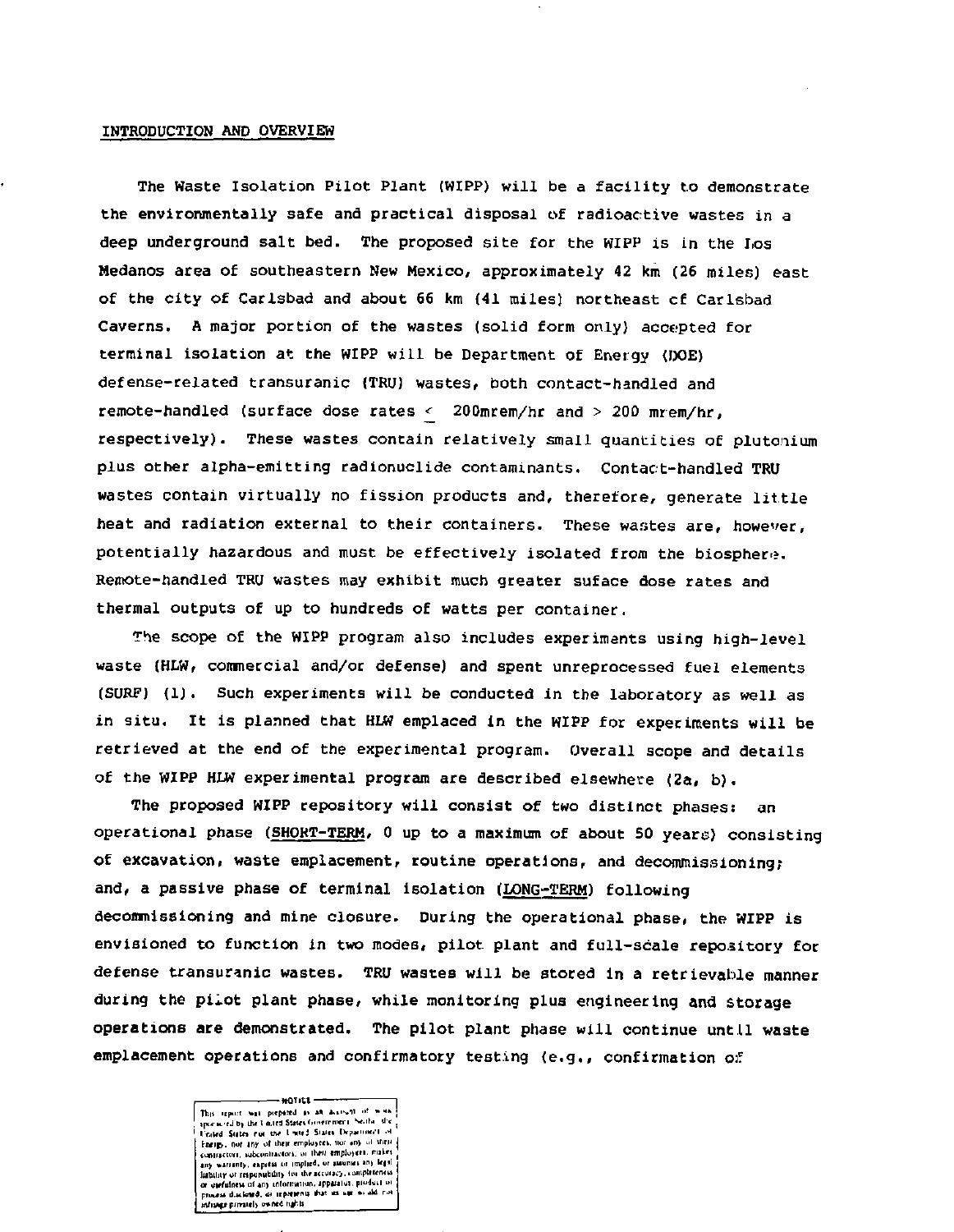INTRODUCTION AND OVERVIEW

The Waste Isolation Pilot Plant (WIPP) will be a facility to demonstrate the environmentally safe and practical disposal of radioactive wastes in a deep underground salt bed. The proposed site for the WIPP is in the Los Medanos area of southeastern New Mexico, approximately 42 km (26 miles) east of the city of Carlsbad and about 66 km (41 miles) northeast of Carlsbad Caverns. A major portion of the wastes (solid form only) accepted for terminal isolation at the WIPP will be Department of Energy (DOE) defense-related transuranic (TRU) wastes, both contact-handled and remote-handled (surface dose rates $\leq$ 200mrem/hr and > 200 mrem/hr, respectively). These wastes contain relatively small quantities of plutonium plus other alpha-emitting radionuclide contaminants. Contact-handled TRU wastes contain virtually no fission products and, therefore, generate little heat and radiation external to their containers. These wastes are, however, potentially hazardous and must be effectively isolated from the biosphere. Remote-handled TRU wastes may exhibit much greater suface dose rates and thermal outputs of up to hundreds of watts per container.

The scope of the WIPP program also includes experiments using high-level waste (HLW, commercial and/or defense) and spent unreprocessed fuel elements (SURF) (1). Such experiments will be conducted in the laboratory as well as in situ. It is planned that HLW emplaced in the WIPP for experiments will be retrieved at the end of the experimental program. Overall scope and details of the WIPP HLW experimental program are described elsewhere (2a, b).

The proposed WIPP repository will consist of two distinct phases: an operational phase (SHORT-TERM, 0 up to a maximum of about 50 years) consisting of excavation, waste emplacement, routine operations, and decommissioning; and, a passive phase of terminal isolation (LONG-TERM) following decommissioning and mine closure. During the operational phase, the WIPP is envisioned to function in two modes, pilot plant and full-scale repository for defense transuranic wastes. TRU wastes will be stored in a retrievable manner during the pilot plant phase, while monitoring plus engineering and storage operations are demonstrated. The pilot plant phase will continue until waste emplacement operations and confirmatory testing (e.g., confirmation of

NOTICE

This report was prepared as an account of work sponsored by the United States Government. Neither the United States nor the United States Department of Energy, nor any of their employees, nor any of their contractors, subcontractors, or their employees, makes any warranty, express or implied, or assumes any legal liability or responsibility for the accuracy, completeness or usefulness of any information, apparatus, product or process disclosed, or represents that its use would not infringe privately owned rights.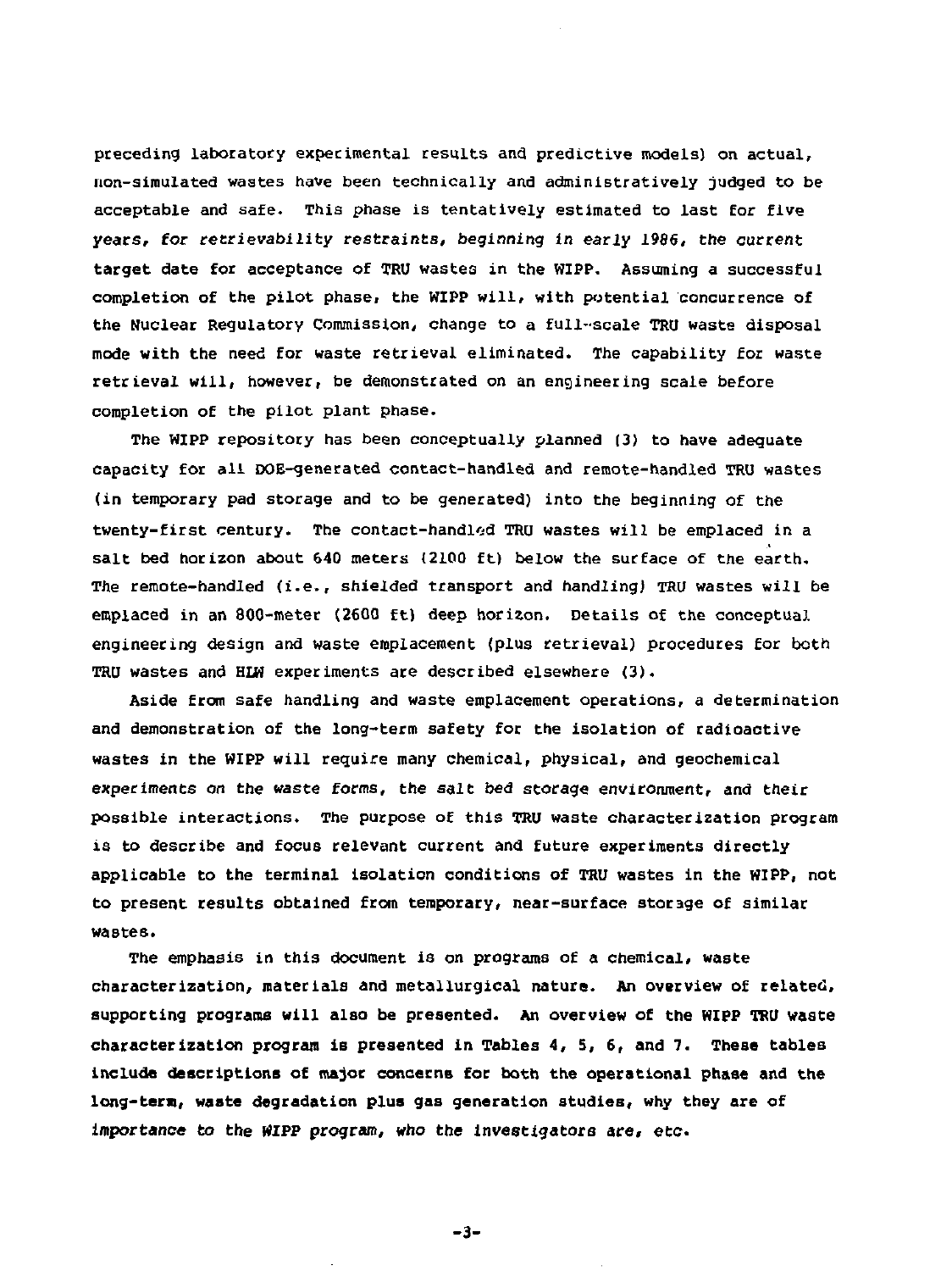preceding laboratory experimental results and predictive models) on actual, non-simulated wastes have been technically and administratively judged to be acceptable and safe. This phase is tentatively estimated to last for five years, for retrievability restraints, beginning in early 1986, the current target date for acceptance of TRU wastes in the WIPP. Assuming a successful completion of the pilot phase, the WIPP will, with potential concurrence of the Nuclear Regulatory Commission, change to a full-scale TRU waste disposal mode with the need for waste retrieval eliminated. The capability for waste retrieval will, however, be demonstrated on an engineering scale before completion of the pilot plant phase.

The WIPP repository has been conceptually planned (3) to have adequate capacity for all DOE-generated contact-handled and remote-handled TRU wastes (in temporary pad storage and to be generated) into the beginning of the twenty-first century. The contact-handled TRU wastes will be emplaced in a salt bed horizon about 640 meters (2100 ft) below the surface of the earth. The remote-handled (i.e., shielded transport and handling) TRU wastes will be emplaced in an 800-meter (2600 ft) deep horizon. Details of the conceptual engineering design and waste emplacement (plus retrieval) procedures for both TRU wastes and HLW experiments are described elsewhere (3).

Aside from safe handling and waste emplacement operations, a determination and demonstration of the long-term safety for the isolation of radioactive wastes in the WIPP will require many chemical, physical, and geochemical experiments on the waste forms, the salt bed storage environment, and their possible interactions. The purpose of this TRU waste characterization program is to describe and focus relevant current and future experiments directly applicable to the terminal isolation conditions of TRU wastes in the WIPP, not to present results obtained from temporary, near-surface storage of similar wastes.

The emphasis in this document is on programs of a chemical, waste characterization, materials and metallurgical nature. An overview of related, supporting programs will also be presented. An overview of the WIPP TRU waste characterization program is presented in Tables 4, 5, 6, and 7. These tables include descriptions of major concerns for both the operational phase and the long-term, waste degradation plus gas generation studies, why they are of importance to the WIPP program, who the investigators are, etc.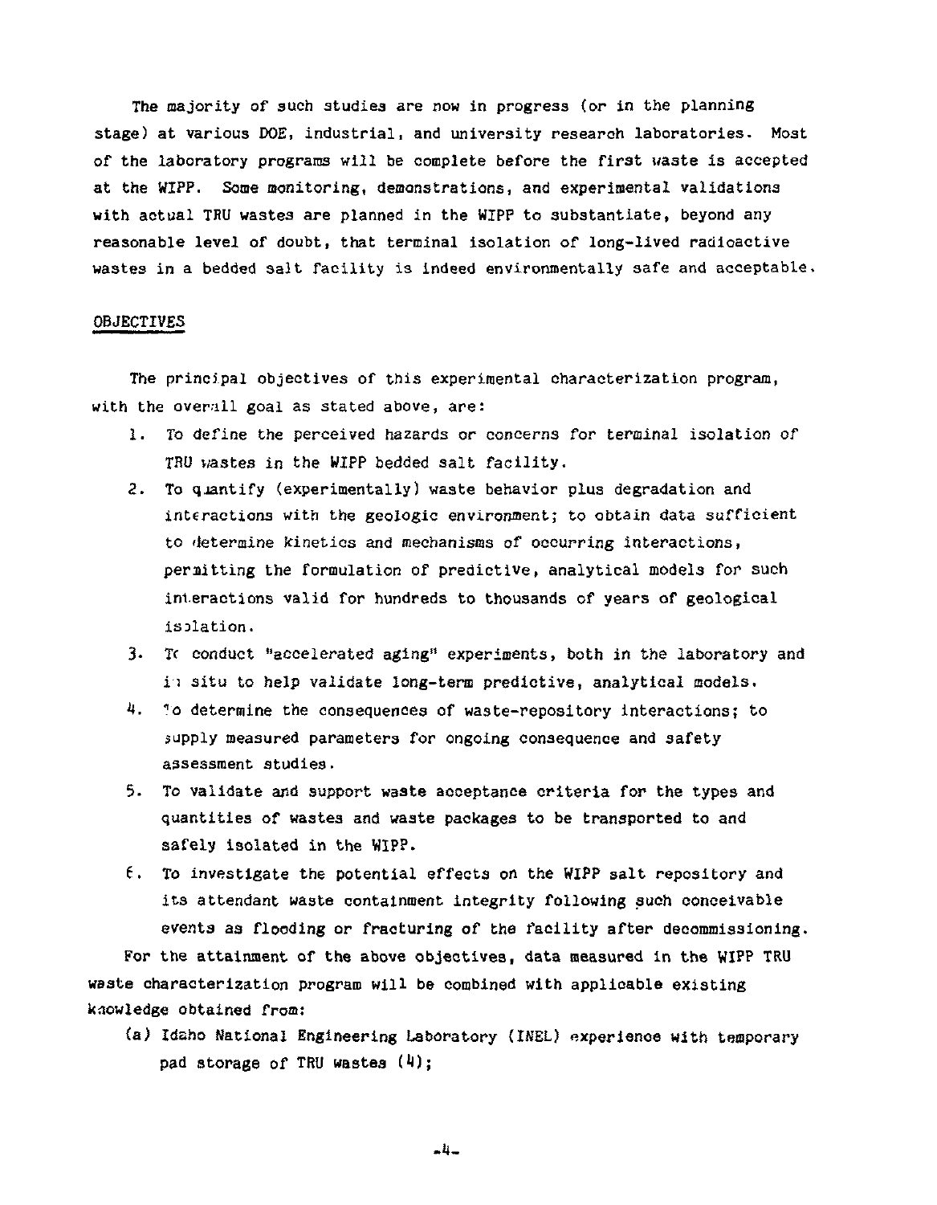The majority of such studies are now in progress (or in the planning stage) at various DOE, industrial, and university research laboratories. Most of the laboratory programs will be complete before the first waste is accepted at the WIPP. Some monitoring, demonstrations, and experimental validations with actual TRU wastes are planned in the WIPP to substantiate, beyond any reasonable level of doubt, that terminal isolation of long-lived radioactive wastes in a bedded salt facility is indeed environmentally safe and acceptable.

## OBJECTIVES

The principal objectives of this experimental characterization program, with the overall goal as stated above, are:

1. To define the perceived hazards or concerns for terminal isolation of TRU wastes in the WIPP bedded salt facility.
2. To quantify (experimentally) waste behavior plus degradation and interactions with the geologic environment; to obtain data sufficient to determine kinetics and mechanisms of occurring interactions, permitting the formulation of predictive, analytical models for such interactions valid for hundreds to thousands of years of geological isolation.
3. To conduct "accelerated aging" experiments, both in the laboratory and in situ to help validate long-term predictive, analytical models.
4. To determine the consequences of waste-repository interactions; to supply measured parameters for ongoing consequence and safety assessment studies.
5. To validate and support waste acceptance criteria for the types and quantities of wastes and waste packages to be transported to and safely isolated in the WIPP.
6. To investigate the potential effects on the WIPP salt repository and its attendant waste containment integrity following such conceivable events as flooding or fracturing of the facility after decommissioning.

For the attainment of the above objectives, data measured in the WIPP TRU waste characterization program will be combined with applicable existing knowledge obtained from:

(a) Idaho National Engineering Laboratory (INEL) experience with temporary pad storage of TRU wastes (4);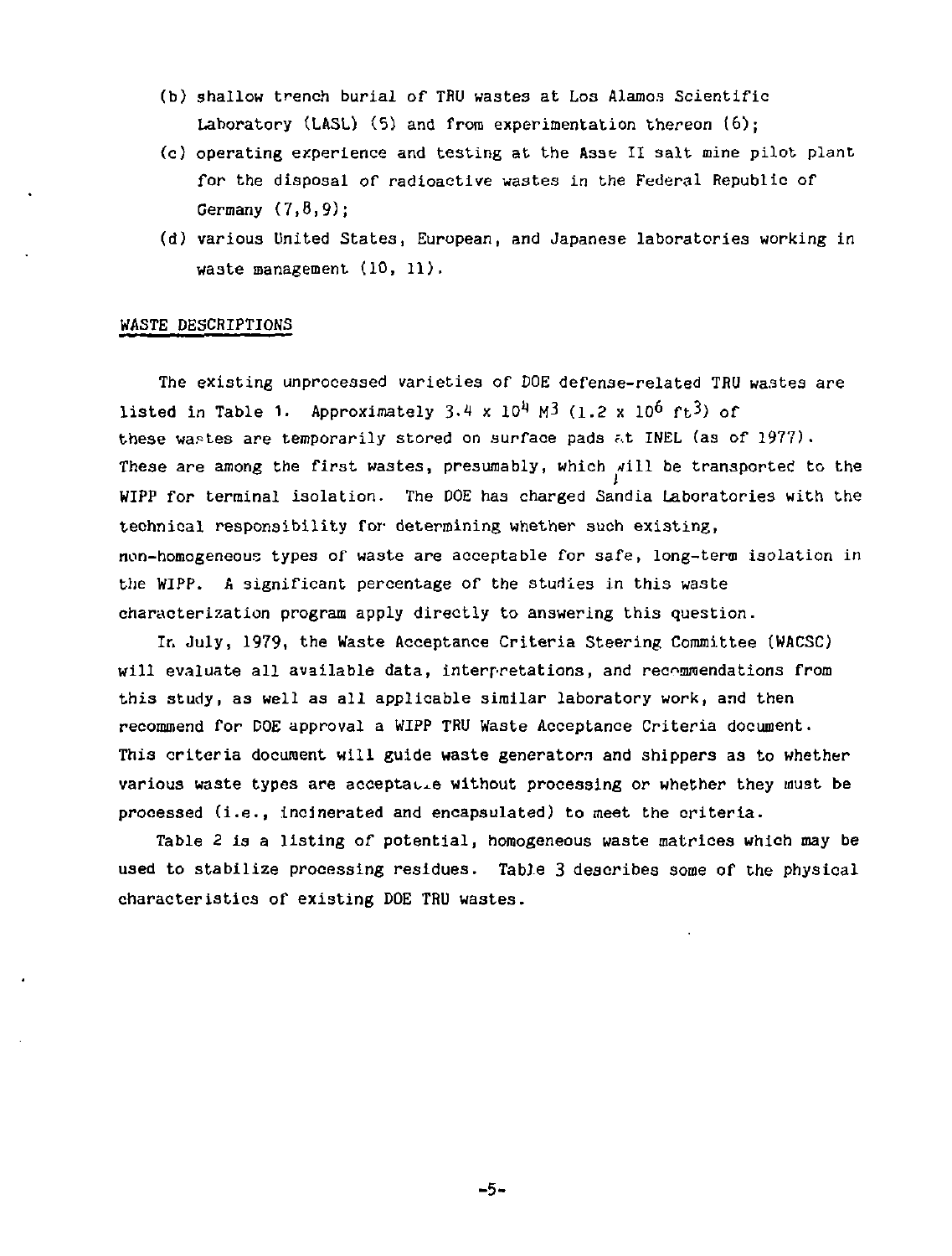(b) shallow trench burial of TRU wastes at Los Alamos Scientific Laboratory (LASL) (5) and from experimentation thereon (6);

(c) operating experience and testing at the Asse II salt mine pilot plant for the disposal of radioactive wastes in the Federal Republic of Germany (7,8,9);

(d) various United States, European, and Japanese laboratories working in waste management (10, 11).

## WASTE DESCRIPTIONS

The existing unprocessed varieties of DOE defense-related TRU wastes are listed in Table 1. Approximately $3.4 \times 10^4$ $M^3$ ($1.2 \times 10^6$ $ft^3$) of these wastes are temporarily stored on surface pads at INEL (as of 1977). These are among the first wastes, presumably, which will be transported to the WIPP for terminal isolation. The DOE has charged Sandia Laboratories with the technical responsibility for determining whether such existing, non-homogeneous types of waste are acceptable for safe, long-term isolation in the WIPP. A significant percentage of the studies in this waste characterization program apply directly to answering this question.

In July, 1979, the Waste Acceptance Criteria Steering Committee (WACSC) will evaluate all available data, interpretations, and recommendations from this study, as well as all applicable similar laboratory work, and then recommend for DOE approval a WIPP TRU Waste Acceptance Criteria document. This criteria document will guide waste generators and shippers as to whether various waste types are acceptable without processing or whether they must be processed (i.e., incinerated and encapsulated) to meet the criteria.

Table 2 is a listing of potential, homogeneous waste matrices which may be used to stabilize processing residues. Table 3 describes some of the physical characteristics of existing DOE TRU wastes.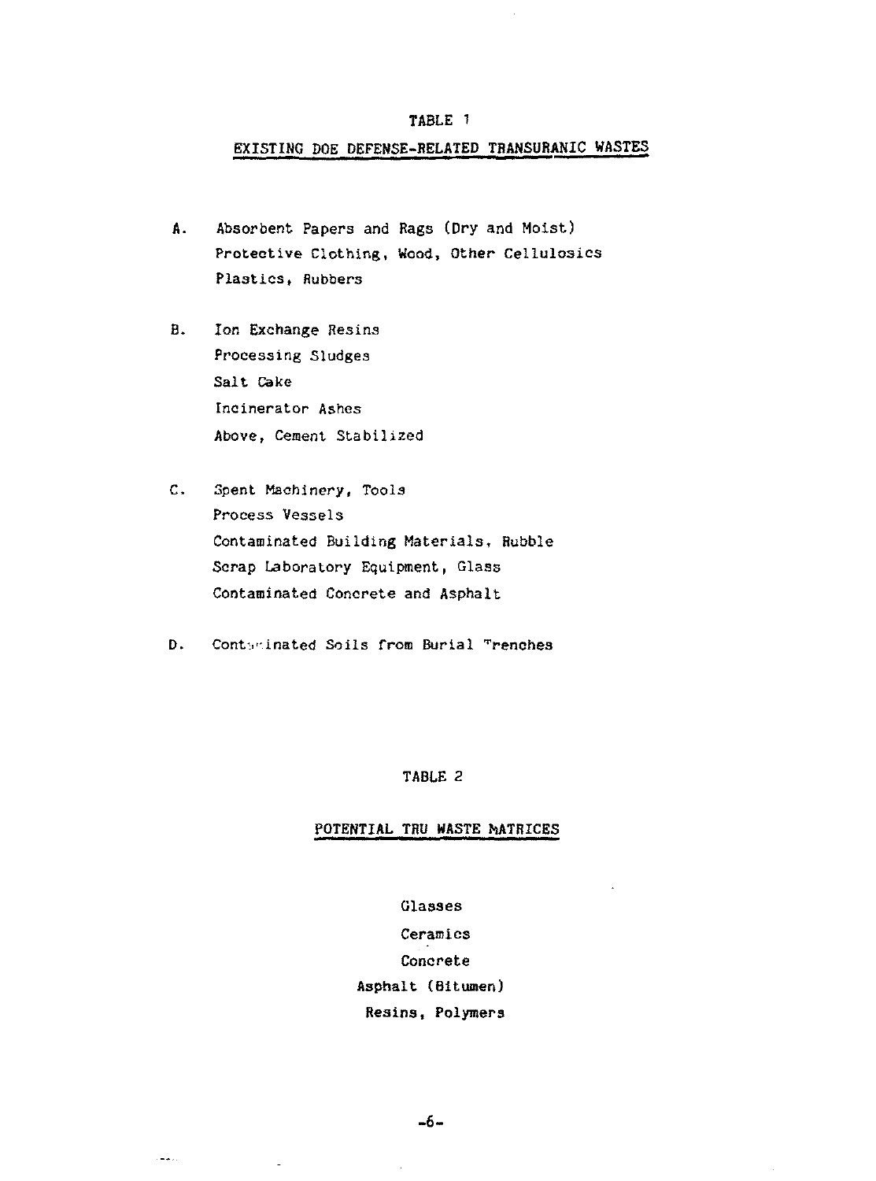TABLE 1

EXISTING DOE DEFENSE-RELATED TRANSURANIC WASTES

A. Absorbent Papers and Rags (Dry and Moist)
   Protective Clothing, Wood, Other Cellulosics
   Plastics, Rubbers

B. Ion Exchange Resins
   Processing Sludges
   Salt Cake
   Incinerator Ashes
   Above, Cement Stabilized

C. Spent Machinery, Tools
   Process Vessels
   Contaminated Building Materials, Rubble
   Scrap Laboratory Equipment, Glass
   Contaminated Concrete and Asphalt

D. Contaminated Soils from Burial Trenches

TABLE 2

POTENTIAL TRU WASTE MATRICES

Glasses
Ceramics
Concrete
Asphalt (Bitumen)
Resins, Polymers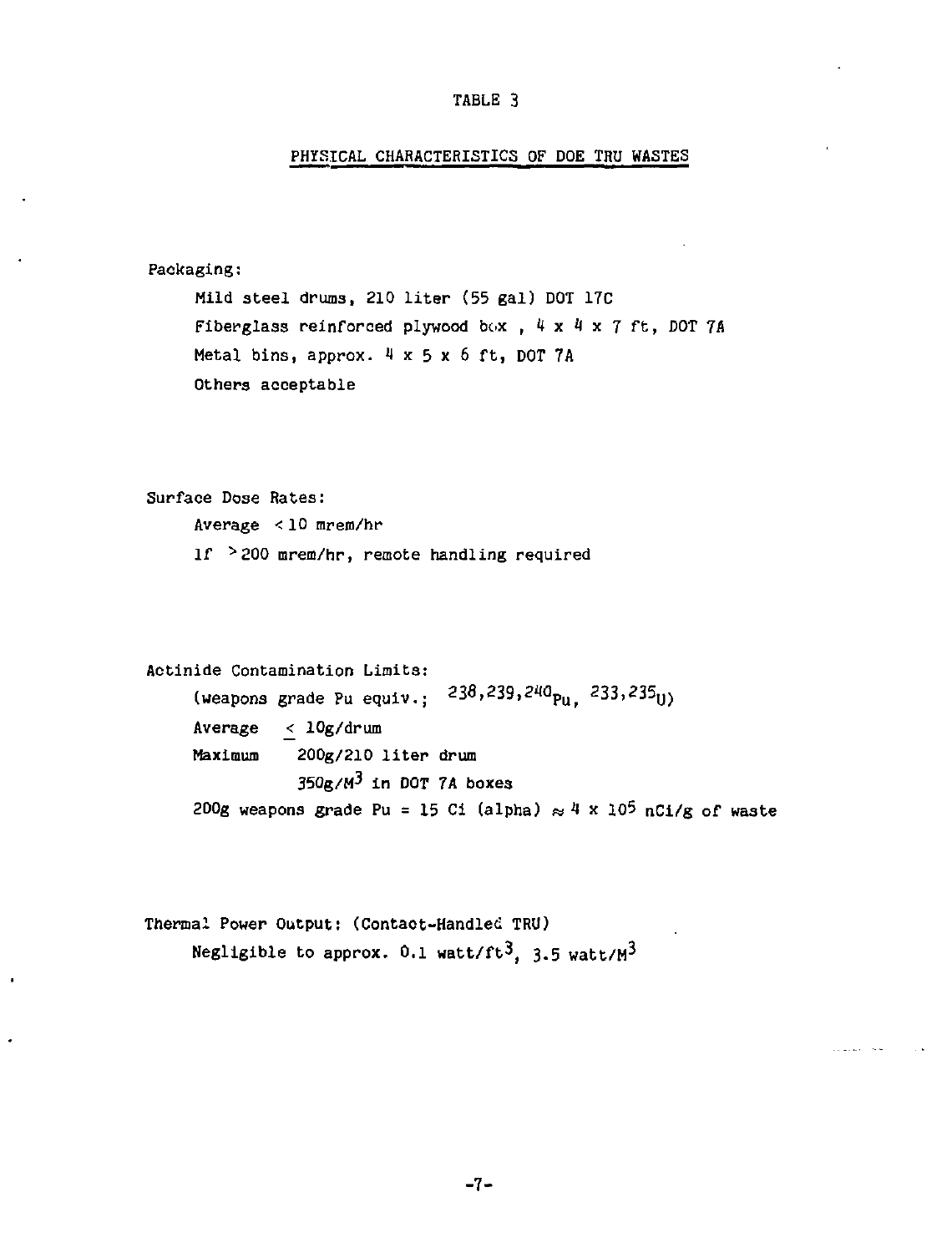TABLE 3

## PHYSICAL CHARACTERISTICS OF DOE TRU WASTES

Packaging:

- Mild steel drums, 210 liter (55 gal) DOT 17C
- Fiberglass reinforced plywood box , 4 x 4 x 7 ft, DOT 7A
- Metal bins, approx. 4 x 5 x 6 ft, DOT 7A
- Others acceptable

Surface Dose Rates:

- Average < 10 mrem/hr
- If > 200 mrem/hr, remote handling required

Actinide Contamination Limits:

(weapons grade Pu equiv.; $^{238,239,240}Pu$, $^{233,235}U$)

Average $\leq$ 10g/drum

Maximum 200g/210 liter drum

350g/$M^3$ in DOT 7A boxes

200g weapons grade Pu = 15 Ci (alpha) $\approx 4 \times 10^5$ nCi/g of waste

Thermal Power Output: (Contact-Handled TRU)

Negligible to approx. 0.1 watt/$ft^3$, 3.5 watt/$M^3$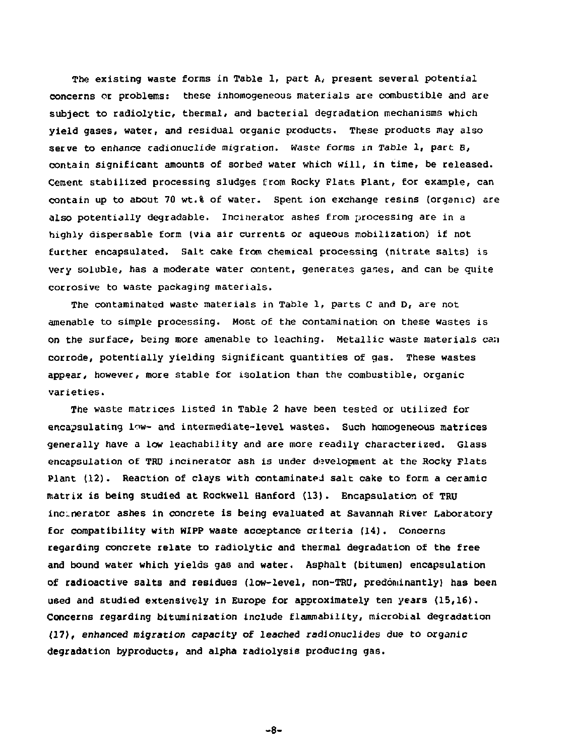The existing waste forms in Table 1, part A, present several potential concerns or problems: these inhomogeneous materials are combustible and are subject to radiolytic, thermal, and bacterial degradation mechanisms which yield gases, water, and residual organic products. These products may also serve to enhance radionuclide migration. Waste forms in Table 1, part B, contain significant amounts of sorbed water which will, in time, be released. Cement stabilized processing sludges from Rocky Flats Plant, for example, can contain up to about 70 wt.% of water. Spent ion exchange resins (organic) are also potentially degradable. Incinerator ashes from processing are in a highly dispersable form (via air currents or aqueous mobilization) if not further encapsulated. Salt cake from chemical processing (nitrate salts) is very soluble, has a moderate water content, generates gases, and can be quite corrosive to waste packaging materials.

The contaminated waste materials in Table 1, parts C and D, are not amenable to simple processing. Most of the contamination on these wastes is on the surface, being more amenable to leaching. Metallic waste materials can corrode, potentially yielding significant quantities of gas. These wastes appear, however, more stable for isolation than the combustible, organic varieties.

The waste matrices listed in Table 2 have been tested or utilized for encapsulating low- and intermediate-level wastes. Such homogeneous matrices generally have a low leachability and are more readily characterized. Glass encapsulation of TRU incinerator ash is under development at the Rocky Flats Plant (12). Reaction of clays with contaminated salt cake to form a ceramic matrix is being studied at Rockwell Hanford (13). Encapsulation of TRU incinerator ashes in concrete is being evaluated at Savannah River Laboratory for compatibility with WIPP waste acceptance criteria (14). Concerns regarding concrete relate to radiolytic and thermal degradation of the free and bound water which yields gas and water. Asphalt (bitumen) encapsulation of radioactive salts and residues (low-level, non-TRU, predominantly) has been used and studied extensively in Europe for approximately ten years (15,16). Concerns regarding bituminization include flammability, microbial degradation (17), *enhanced migration capacity of leached radionuclides* due to organic degradation byproducts, and alpha radiolysis producing gas.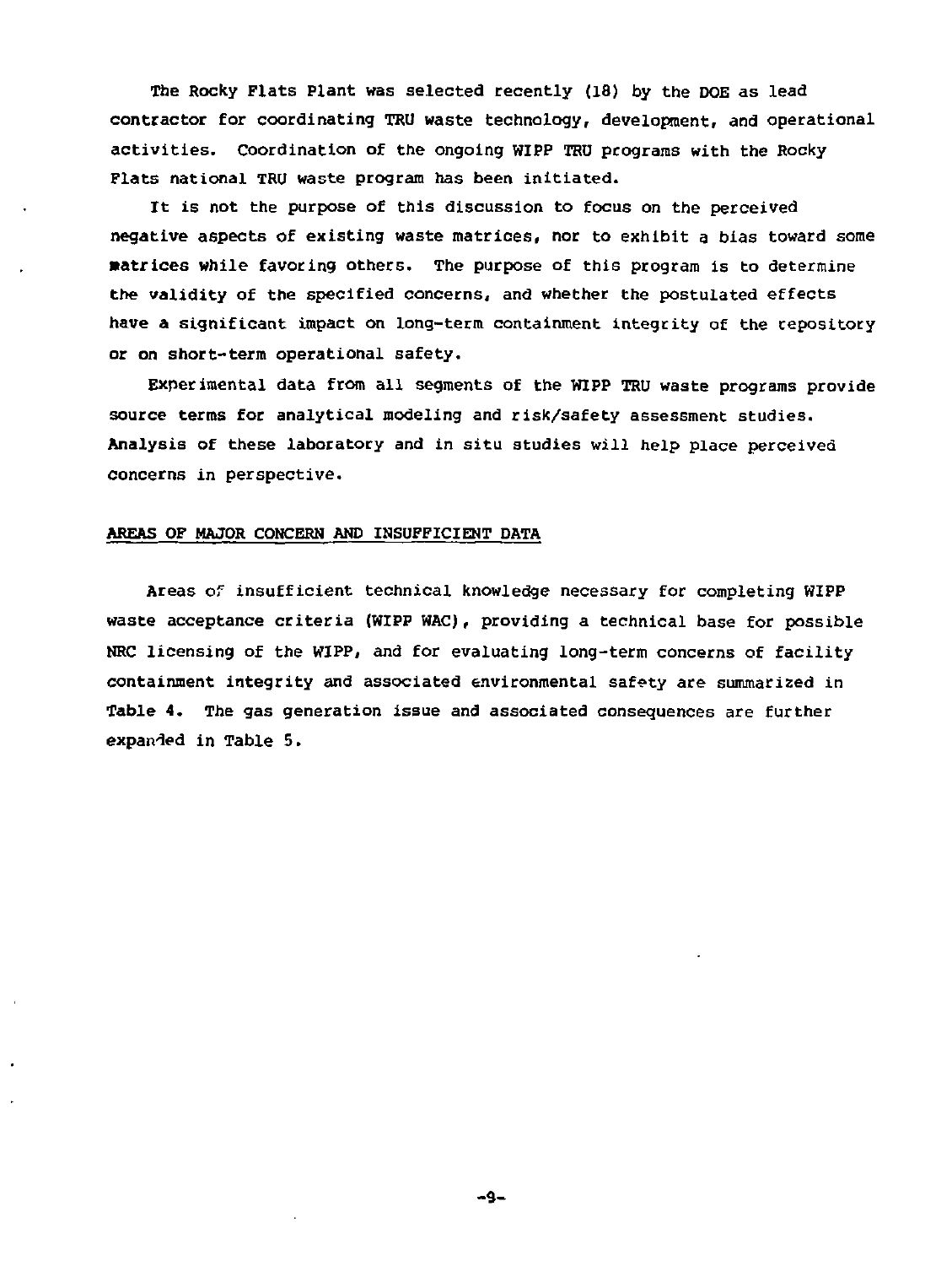The Rocky Flats Plant was selected recently (18) by the DOE as lead contractor for coordinating TRU waste technology, development, and operational activities. Coordination of the ongoing WIPP TRU programs with the Rocky Flats national TRU waste program has been initiated.

It is not the purpose of this discussion to focus on the perceived negative aspects of existing waste matrices, nor to exhibit a bias toward some matrices while favoring others. The purpose of this program is to determine the validity of the specified concerns, and whether the postulated effects have a significant impact on long-term containment integrity of the repository or on short-term operational safety.

Experimental data from all segments of the WIPP TRU waste programs provide source terms for analytical modeling and risk/safety assessment studies. Analysis of these laboratory and in situ studies will help place perceived concerns in perspective.

## AREAS OF MAJOR CONCERN AND INSUFFICIENT DATA

Areas of insufficient technical knowledge necessary for completing WIPP waste acceptance criteria (WIPP WAC), providing a technical base for possible NRC licensing of the WIPP, and for evaluating long-term concerns of facility containment integrity and associated environmental safety are summarized in Table 4. The gas generation issue and associated consequences are further expanded in Table 5.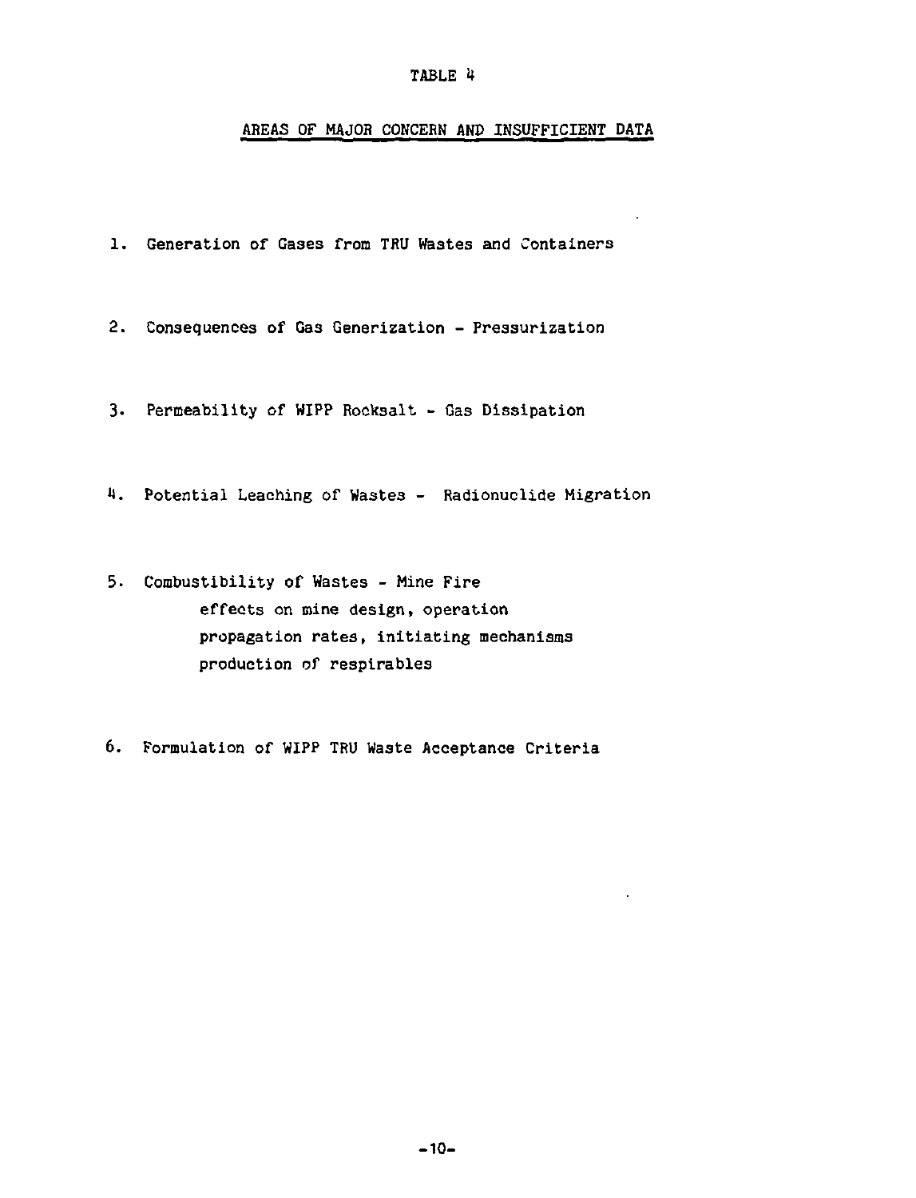TABLE 4

## AREAS OF MAJOR CONCERN AND INSUFFICIENT DATA

1. Generation of Gases from TRU Wastes and Containers

2. Consequences of Gas Generization - Pressurization

3. Permeability of WIPP Rocksalt - Gas Dissipation

4. Potential Leaching of Wastes - Radionuclide Migration

5. Combustibility of Wastes - Mine Fire
   - effects on mine design, operation
   - propagation rates, initiating mechanisms
   - production of respirables

6. Formulation of WIPP TRU Waste Acceptance Criteria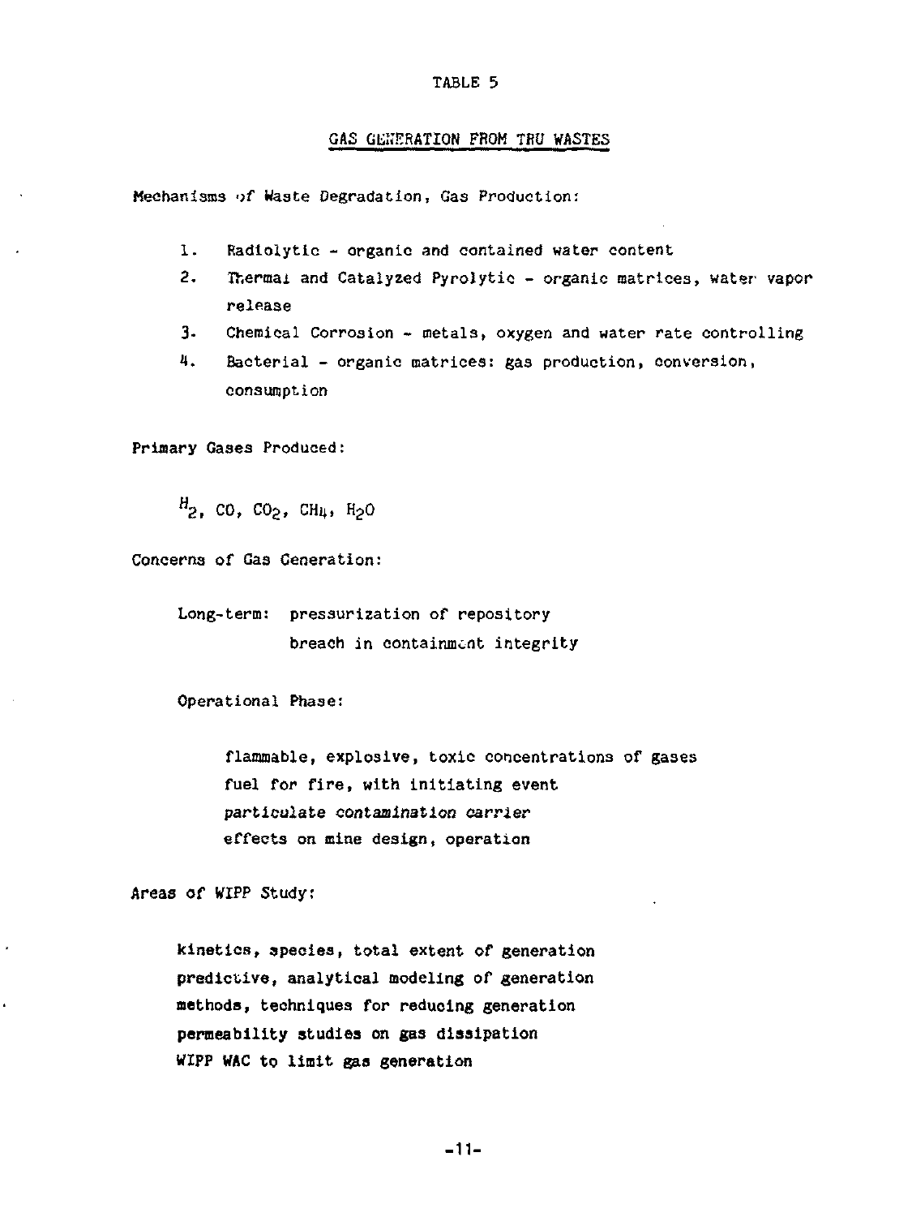TABLE 5

## GAS GENERATION FROM TRU WASTES

Mechanisms of Waste Degradation, Gas Production:

1. Radiolytic - organic and contained water content
2. Thermal and Catalyzed Pyrolytic - organic matrices, water vapor release
3. Chemical Corrosion - metals, oxygen and water rate controlling
4. Bacterial - organic matrices: gas production, conversion, consumption

Primary Gases Produced:

$H_2$, $CO$, $CO_2$, $CH_4$, $H_2O$

Concerns of Gas Generation:

Long-term: pressurization of repository
breach in containment integrity

Operational Phase:

flammable, explosive, toxic concentrations of gases
fuel for fire, with initiating event
particulate contamination carrier
effects on mine design, operation

Areas of WIPP Study:

kinetics, species, total extent of generation
predictive, analytical modeling of generation
methods, techniques for reducing generation
permeability studies on gas dissipation
WIPP WAC to limit gas generation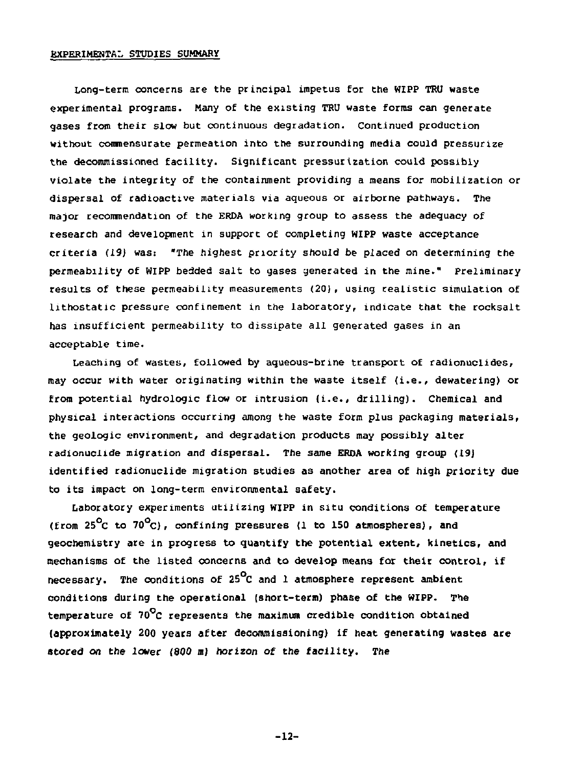## EXPERIMENTAL STUDIES SUMMARY

Long-term concerns are the principal impetus for the WIPP TRU waste experimental programs. Many of the existing TRU waste forms can generate gases from their slow but continuous degradation. Continued production without commensurate permeation into the surrounding media could pressurize the decommissioned facility. Significant pressurization could possibly violate the integrity of the containment providing a means for mobilization or dispersal of radioactive materials via aqueous or airborne pathways. The major recommendation of the ERDA working group to assess the adequacy of research and development in support of completing WIPP waste acceptance criteria (19) was: "The highest priority should be placed on determining the permeability of WIPP bedded salt to gases generated in the mine." Preliminary results of these permeability measurements (20), using realistic simulation of lithostatic pressure confinement in the laboratory, indicate that the rocksalt has insufficient permeability to dissipate all generated gases in an acceptable time.

Leaching of wastes, followed by aqueous-brine transport of radionuclides, may occur with water originating within the waste itself (i.e., dewatering) or from potential hydrologic flow or intrusion (i.e., drilling). Chemical and physical interactions occurring among the waste form plus packaging materials, the geologic environment, and degradation products may possibly alter radionuclide migration and dispersal. The same ERDA working group (19) identified radionuclide migration studies as another area of high priority due to its impact on long-term environmental safety.

Laboratory experiments utilizing WIPP in situ conditions of temperature (from 25°C to 70°C), confining pressures (1 to 150 atmospheres), and geochemistry are in progress to quantify the potential extent, kinetics, and mechanisms of the listed concerns and to develop means for their control, if necessary. The conditions of 25°C and 1 atmosphere represent ambient conditions during the operational (short-term) phase of the WIPP. The temperature of 70°C represents the maximum credible condition obtained (approximately 200 years after decommissioning) if heat generating wastes are stored on the lower (800 m) horizon of the facility. The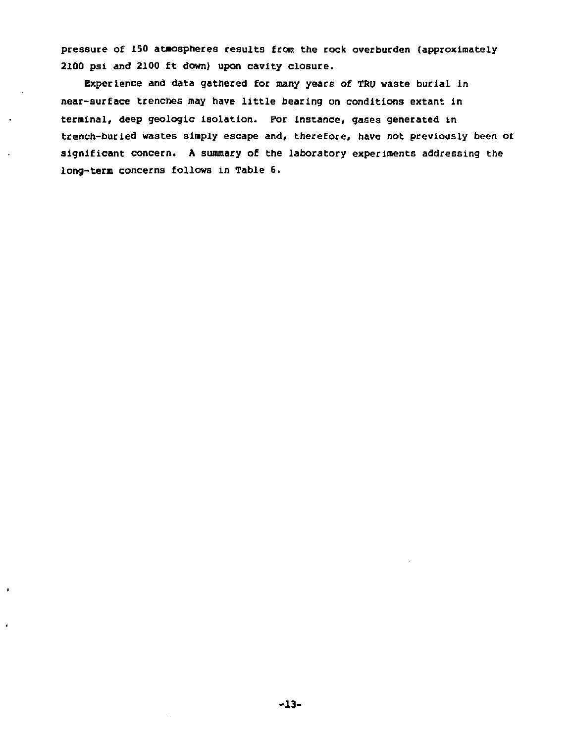pressure of 150 atmospheres results from the rock overburden (approximately 2100 psi and 2100 ft down) upon cavity closure.

Experience and data gathered for many years of TRU waste burial in near-surface trenches may have little bearing on conditions extant in terminal, deep geologic isolation. For instance, gases generated in trench-buried wastes simply escape and, therefore, have not previously been of significant concern. A summary of the laboratory experiments addressing the long-term concerns follows in Table 6.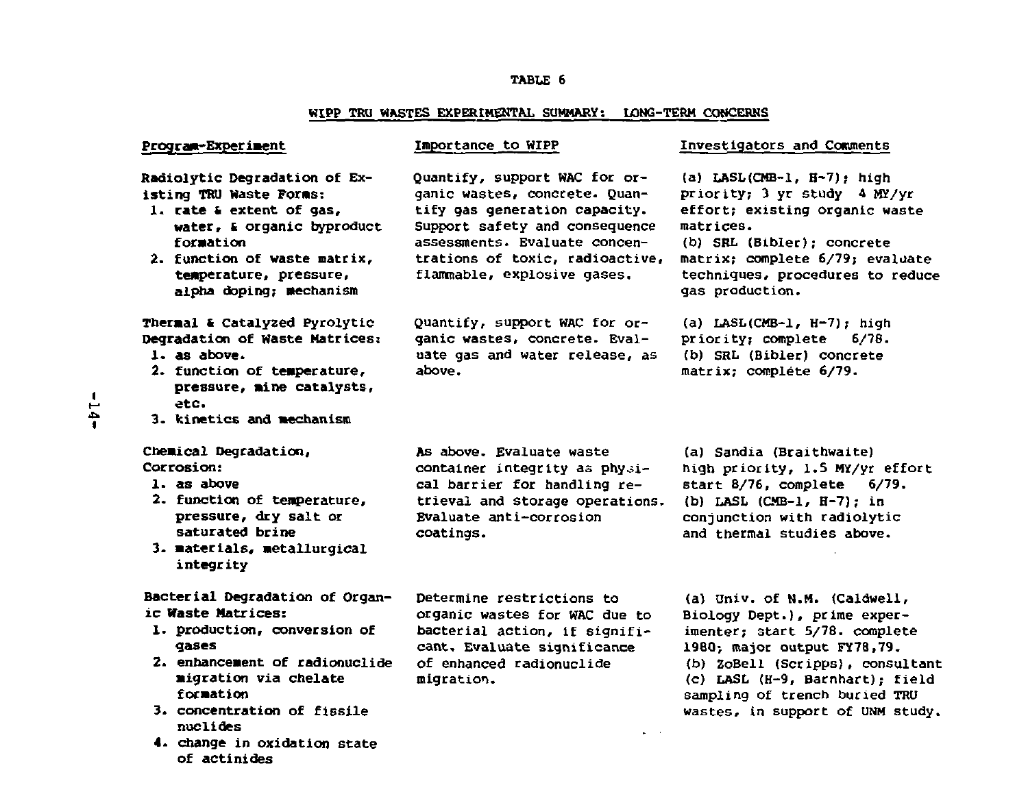TABLE 6

WIPP TRU WASTES EXPERIMENTAL SUMMARY: LONG-TERM CONCERNS

| Program-Experiment | Importance to WIPP | Investigators and Comments |
|---|---|---|
| Radiolytic Degradation of Existing TRU Waste Forms:<br>1. rate & extent of gas, water, & organic byproduct formation<br>2. function of waste matrix, temperature, pressure, alpha doping; mechanism | Quantify, support WAC for organic wastes, concrete. Quantify gas generation capacity. Support safety and consequence assessments. Evaluate concentrations of toxic, radioactive, flammable, explosive gases. | (a) LASL(CMB-1, H-7); high priority; 3 yr study 4 MY/yr effort; existing organic waste matrices.<br>(b) SRL (Bibler); concrete matrix; complete 6/79; evaluate techniques, procedures to reduce gas production. |
| Thermal & Catalyzed Pyrolytic Degradation of Waste Matrices:<br>1. as above.<br>2. function of temperature, pressure, mine catalysts, etc.<br>3. kinetics and mechanism | Quantify, support WAC for organic wastes, concrete. Evaluate gas and water release, as above. | (a) LASL(CMB-1, H-7); high priority; complete 6/78.<br>(b) SRL (Bibler) concrete matrix; complete 6/79. |
| Chemical Degradation, Corrosion:<br>1. as above<br>2. function of temperature, pressure, dry salt or saturated brine<br>3. materials, metallurgical integrity | As above. Evaluate waste container integrity as physical barrier for handling retrieval and storage operations. Evaluate anti-corrosion coatings. | (a) Sandia (Braithwaite) high priority, 1.5 MY/yr effort start 8/76, complete 6/79.<br>(b) LASL (CMB-1, H-7); in conjunction with radiolytic and thermal studies above. |
| Bacterial Degradation of Organic Waste Matrices:<br>1. production, conversion of gases<br>2. enhancement of radionuclide migration via chelate formation<br>3. concentration of fissile nuclides<br>4. change in oxidation state of actinides | Determine restrictions to organic wastes for WAC due to bacterial action, if significant. Evaluate significance of enhanced radionuclide migration. | (a) Univ. of N.M. (Caldwell, Biology Dept.), prime experimenter; start 5/78. complete 1980; major output FY78,79.<br>(b) ZoBell (Scripps), consultant<br>(c) LASL (H-9, Barnhart); field sampling of trench buried TRU wastes, in support of UNM study. |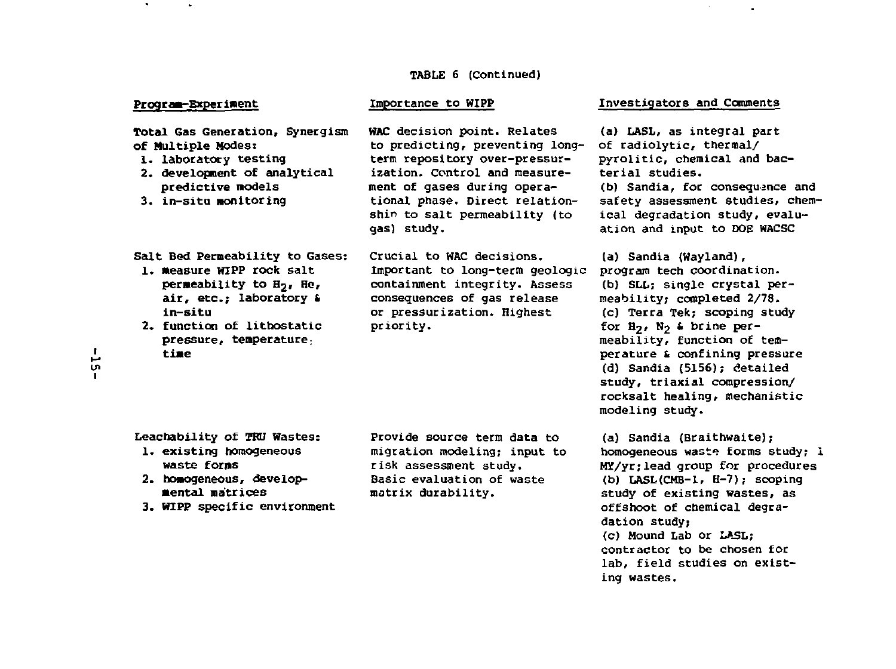TABLE 6 (Continued)

| Program-Experiment | Importance to WIPP | Investigators and Comments |
|---|---|---|
| Total Gas Generation, Synergism of Multiple Modes:<br>1. laboratory testing<br>2. development of analytical predictive models<br>3. in-situ monitoring | WAC decision point. Relates to predicting, preventing long-term repository over-pressurization. Control and measurement of gases during operational phase. Direct relationship to salt permeability (to gas) study. | (a) LASL, as integral part of radiolytic, thermal/pyrolitic, chemical and bacterial studies.<br>(b) Sandia, for consequence and safety assessment studies, chemical degradation study, evaluation and input to DOE WACSC |
| Salt Bed Permeability to Gases:<br>1. measure WIPP rock salt permeability to $H_2$, He, air, etc.; laboratory & in-situ<br>2. function of lithostatic pressure, temperature, time | Crucial to WAC decisions. Important to long-term geologic containment integrity. Assess consequences of gas release or pressurization. Highest priority. | (a) Sandia (Wayland), program tech coordination.<br>(b) SLL; single crystal permeability; completed 2/78.<br>(c) Terra Tek; scoping study for $H_2$, $N_2$ & brine permeability, function of temperature & confining pressure<br>(d) Sandia (5156); detailed study, triaxial compression/rocksalt healing, mechanistic modeling study. |
| Leachability of TRU Wastes:<br>1. existing homogeneous waste forms<br>2. homogeneous, developmental matrices<br>3. WIPP specific environment | Provide source term data to migration modeling; input to risk assessment study. Basic evaluation of waste matrix durability. | (a) Sandia (Braithwaite); homogeneous waste forms study; 1 MY/yr; lead group for procedures<br>(b) LASL(CMB-1, H-7); scoping study of existing wastes, as offshoot of chemical degradation study;<br>(c) Mound Lab or LASL; contractor to be chosen for lab, field studies on existing wastes. |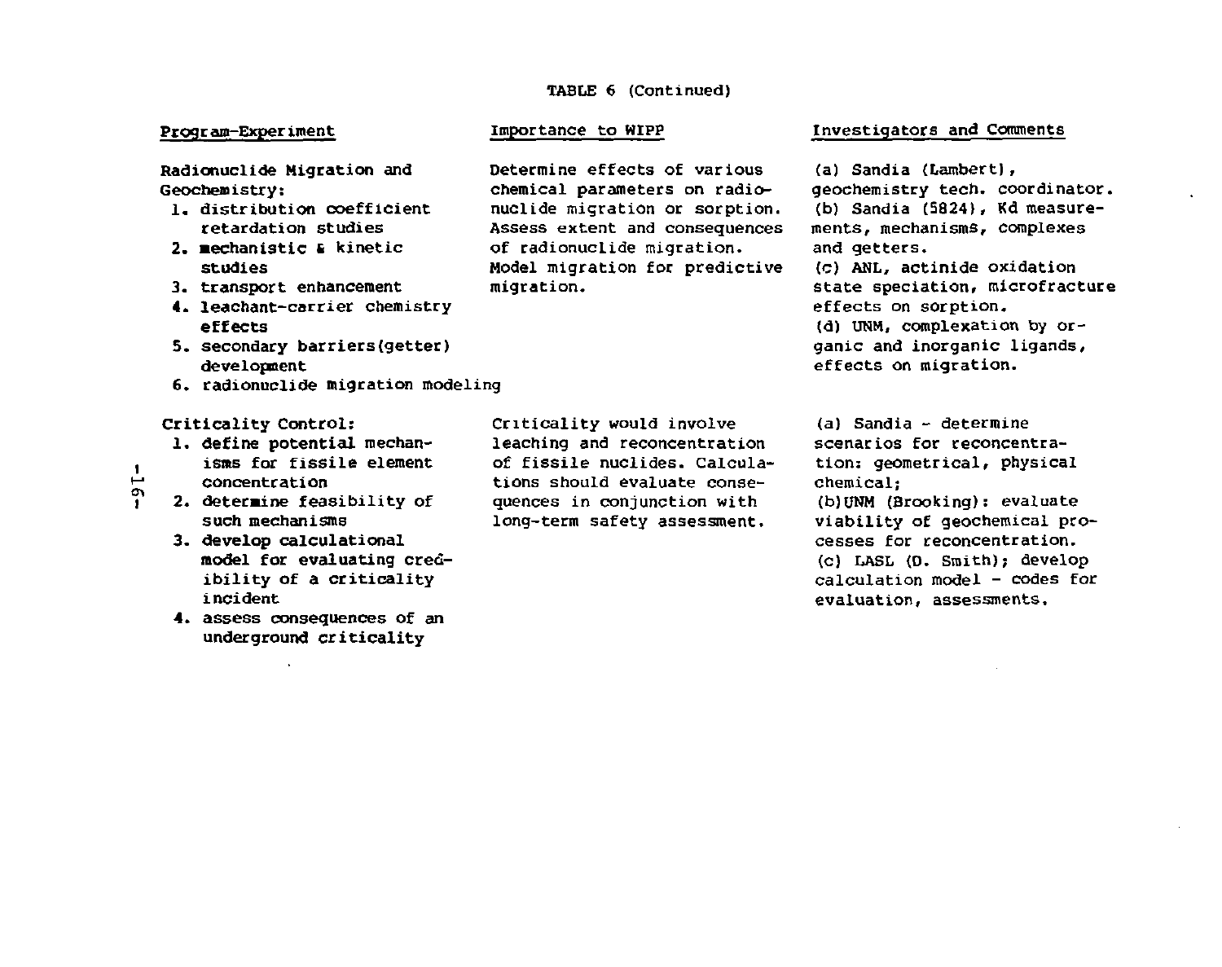TABLE 6 (Continued)

| Program-Experiment | Importance to WIPP | Investigators and Comments |
|---|---|---|
| Radionuclide Migration and Geochemistry:<br>1. distribution coefficient retardation studies<br>2. mechanistic & kinetic studies<br>3. transport enhancement<br>4. leachant-carrier chemistry effects<br>5. secondary barriers(getter) development<br>6. radionuclide migration modeling | Determine effects of various chemical parameters on radionuclide migration or sorption. Assess extent and consequences of radionuclide migration. Model migration for predictive migration. | (a) Sandia (Lambert), geochemistry tech. coordinator.<br>(b) Sandia (5824), Kd measurements, mechanisms, complexes and getters.<br>(c) ANL, actinide oxidation state speciation, microfracture effects on sorption.<br>(d) UNM, complexation by organic and inorganic ligands, effects on migration. |
| Criticality Control:<br>1. define potential mechanisms for fissile element concentration<br>2. determine feasibility of such mechanisms<br>3. develop calculational model for evaluating credibility of a criticality incident<br>4. assess consequences of an underground criticality | Criticality would involve leaching and reconcentration of fissile nuclides. Calculations should evaluate consequences in conjunction with long-term safety assessment. | (a) Sandia - determine scenarios for reconcentration: geometrical, physical chemical;<br>(b)UNM (Brooking): evaluate viability of geochemical processes for reconcentration.<br>(c) LASL (D. Smith); develop calculation model - codes for evaluation, assessments. |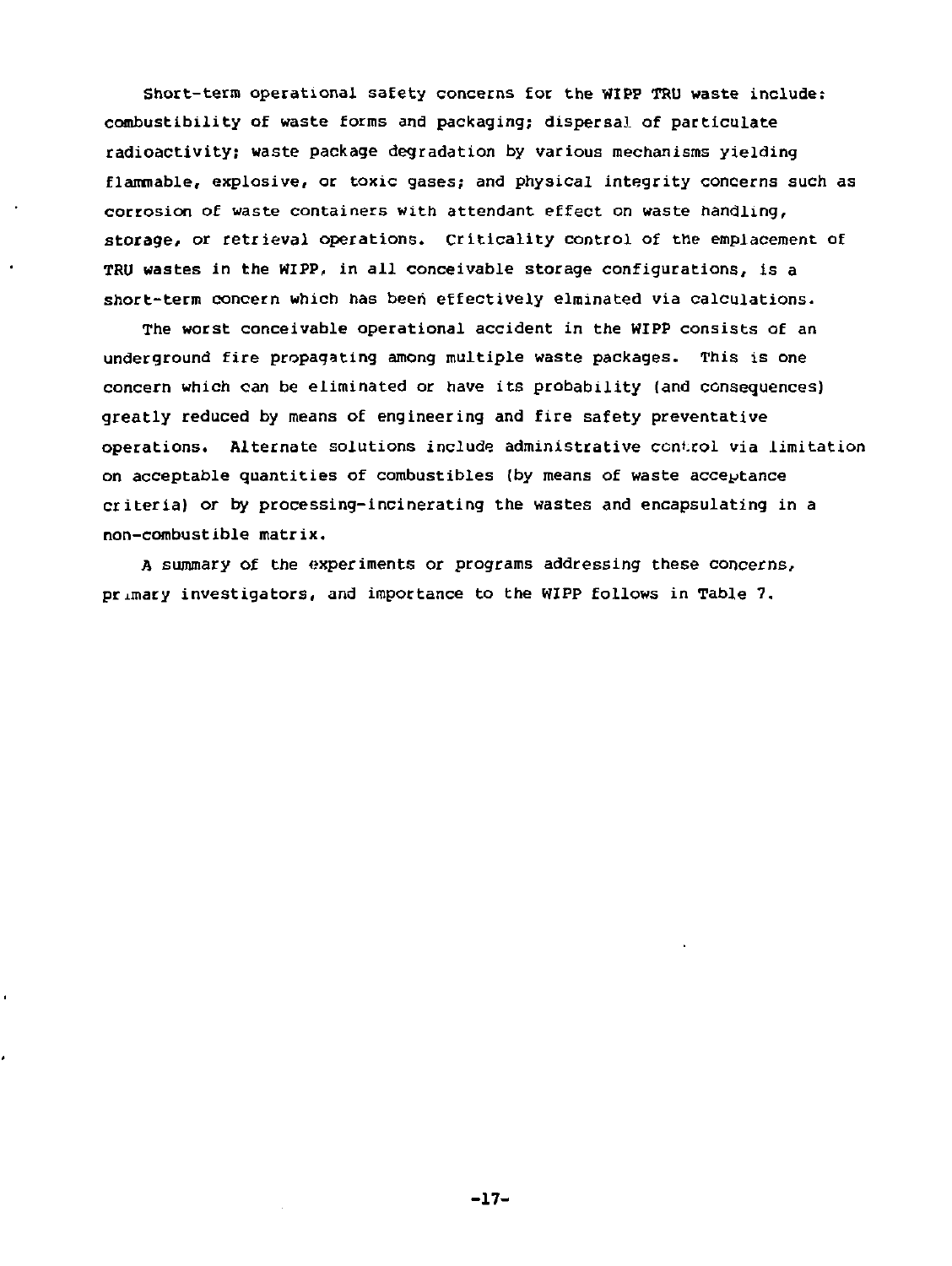Short-term operational safety concerns for the WIPP TRU waste include: combustibility of waste forms and packaging; dispersal of particulate radioactivity; waste package degradation by various mechanisms yielding flammable, explosive, or toxic gases; and physical integrity concerns such as corrosion of waste containers with attendant effect on waste handling, storage, or retrieval operations. Criticality control of the emplacement of TRU wastes in the WIPP, in all conceivable storage configurations, is a short-term concern which has been effectively elminated via calculations.

The worst conceivable operational accident in the WIPP consists of an underground fire propagating among multiple waste packages. This is one concern which can be eliminated or have its probability (and consequences) greatly reduced by means of engineering and fire safety preventative operations. Alternate solutions include administrative control via limitation on acceptable quantities of combustibles (by means of waste acceptance criteria) or by processing-incinerating the wastes and encapsulating in a non-combustible matrix.

A summary of the experiments or programs addressing these concerns, primary investigators, and importance to the WIPP follows in Table 7.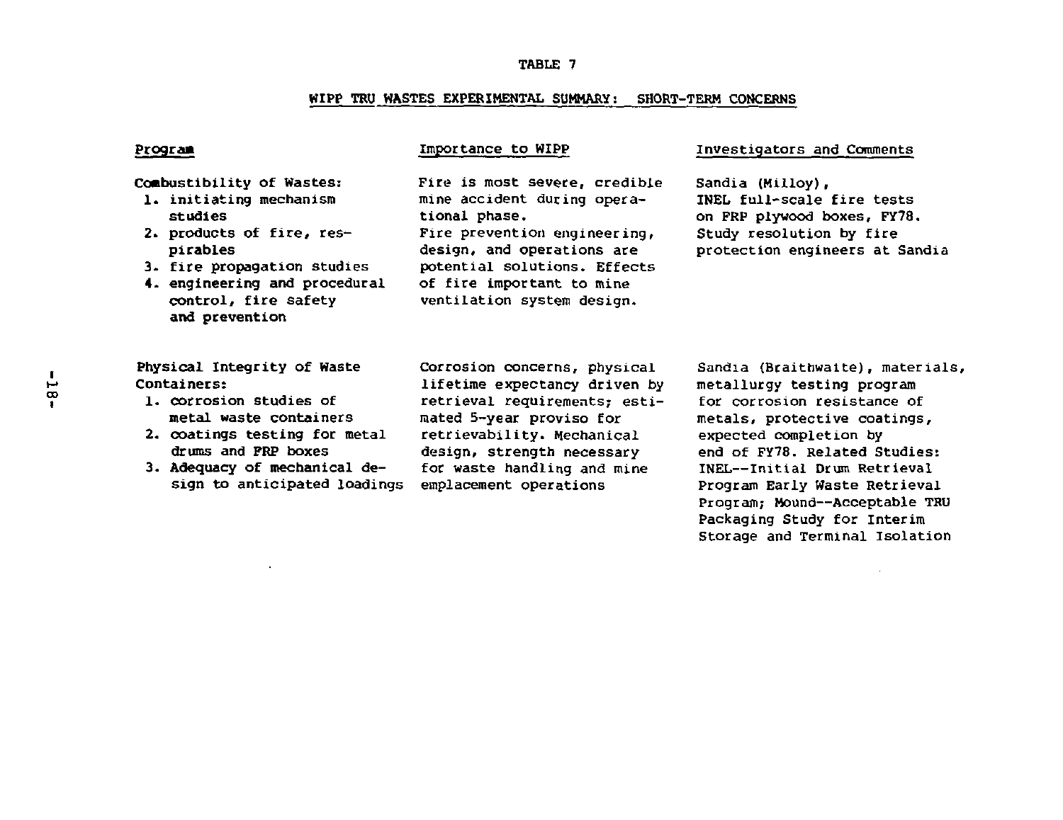TABLE 7

WIPP TRU WASTES EXPERIMENTAL SUMMARY: SHORT-TERM CONCERNS

| Program | Importance to WIPP | Investigators and Comments |
|---|---|---|
| Combustibility of Wastes:<br>1. initiating mechanism studies<br>2. products of fire, respirables<br>3. fire propagation studies<br>4. engineering and procedural control, fire safety and prevention | Fire is most severe, credible mine accident during operational phase.<br>Fire prevention engineering, design, and operations are potential solutions. Effects of fire important to mine ventilation system design. | Sandia (Milloy), INEL full-scale fire tests on FRP plywood boxes, FY78. Study resolution by fire protection engineers at Sandia |
| Physical Integrity of Waste Containers:<br>1. corrosion studies of metal waste containers<br>2. coatings testing for metal drums and FRP boxes<br>3. Adequacy of mechanical design to anticipated loadings | Corrosion concerns, physical lifetime expectancy driven by retrieval requirements; estimated 5-year proviso for retrievability. Mechanical design, strength necessary for waste handling and mine emplacement operations | Sandia (Braithwaite), materials, metallurgy testing program for corrosion resistance of metals, protective coatings, expected completion by end of FY78. Related Studies: INEL--Initial Drum Retrieval Program Early Waste Retrieval Program; Mound--Acceptable TRU Packaging Study for Interim Storage and Terminal Isolation |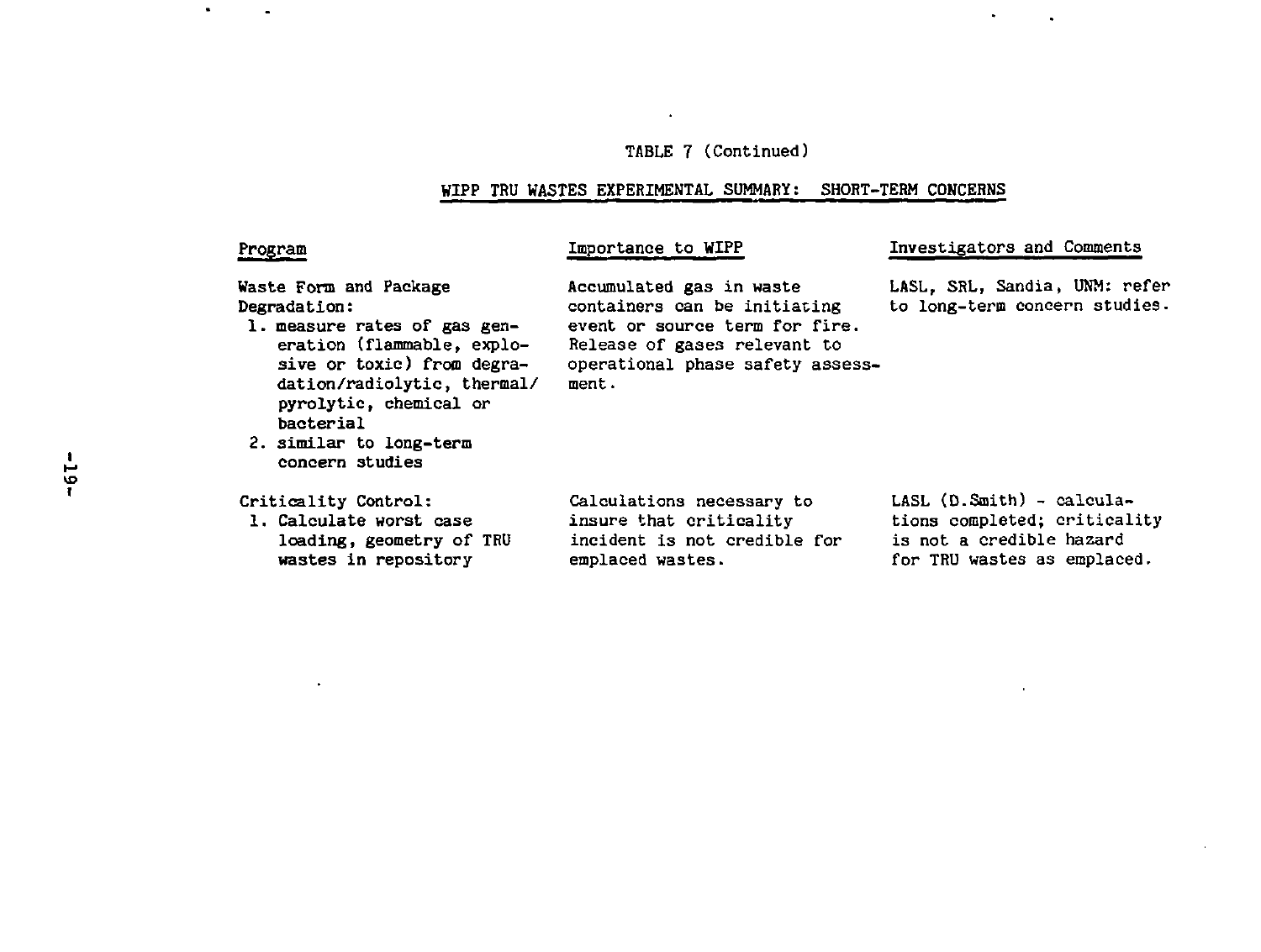TABLE 7 (Continued)

WIPP TRU WASTES EXPERIMENTAL SUMMARY: SHORT-TERM CONCERNS

| Program | Importance to WIPP | Investigators and Comments |
| --- | --- | --- |
| Waste Form and Package Degradation:<br>1. measure rates of gas generation (flammable, explosive or toxic) from degradation/radiolytic, thermal/pyrolytic, chemical or bacterial<br>2. similar to long-term concern studies | Accumulated gas in waste containers can be initiating event or source term for fire. Release of gases relevant to operational phase safety assessment. | LASL, SRL, Sandia, UNM: refer to long-term concern studies. |
| Criticality Control:<br>1. Calculate worst case loading, geometry of TRU wastes in repository | Calculations necessary to insure that criticality incident is not credible for emplaced wastes. | LASL (D.Smith) - calculations completed; criticality is not a credible hazard for TRU wastes as emplaced. |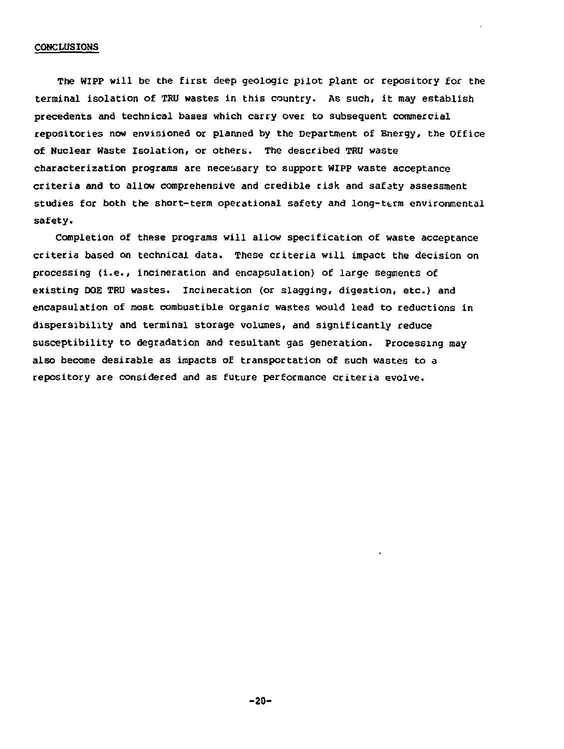## CONCLUSIONS

The WIPP will be the first deep geologic pilot plant or repository for the terminal isolation of TRU wastes in this country. As such, it may establish precedents and technical bases which carry over to subsequent commercial repositories now envisioned or planned by the Department of Energy, the Office of Nuclear Waste Isolation, or others. The described TRU waste characterization programs are necessary to support WIPP waste acceptance criteria and to allow comprehensive and credible risk and safety assessment studies for both the short-term operational safety and long-term environmental safety.

Completion of these programs will allow specification of waste acceptance criteria based on technical data. These criteria will impact the decision on processing (i.e., incineration and encapsulation) of large segments of existing DOE TRU wastes. Incineration (or slagging, digestion, etc.) and encapsulation of most combustible organic wastes would lead to reductions in dispersibility and terminal storage volumes, and significantly reduce susceptibility to degradation and resultant gas generation. Processing may also become desirable as impacts of transportation of such wastes to a repository are considered and as future performance criteria evolve.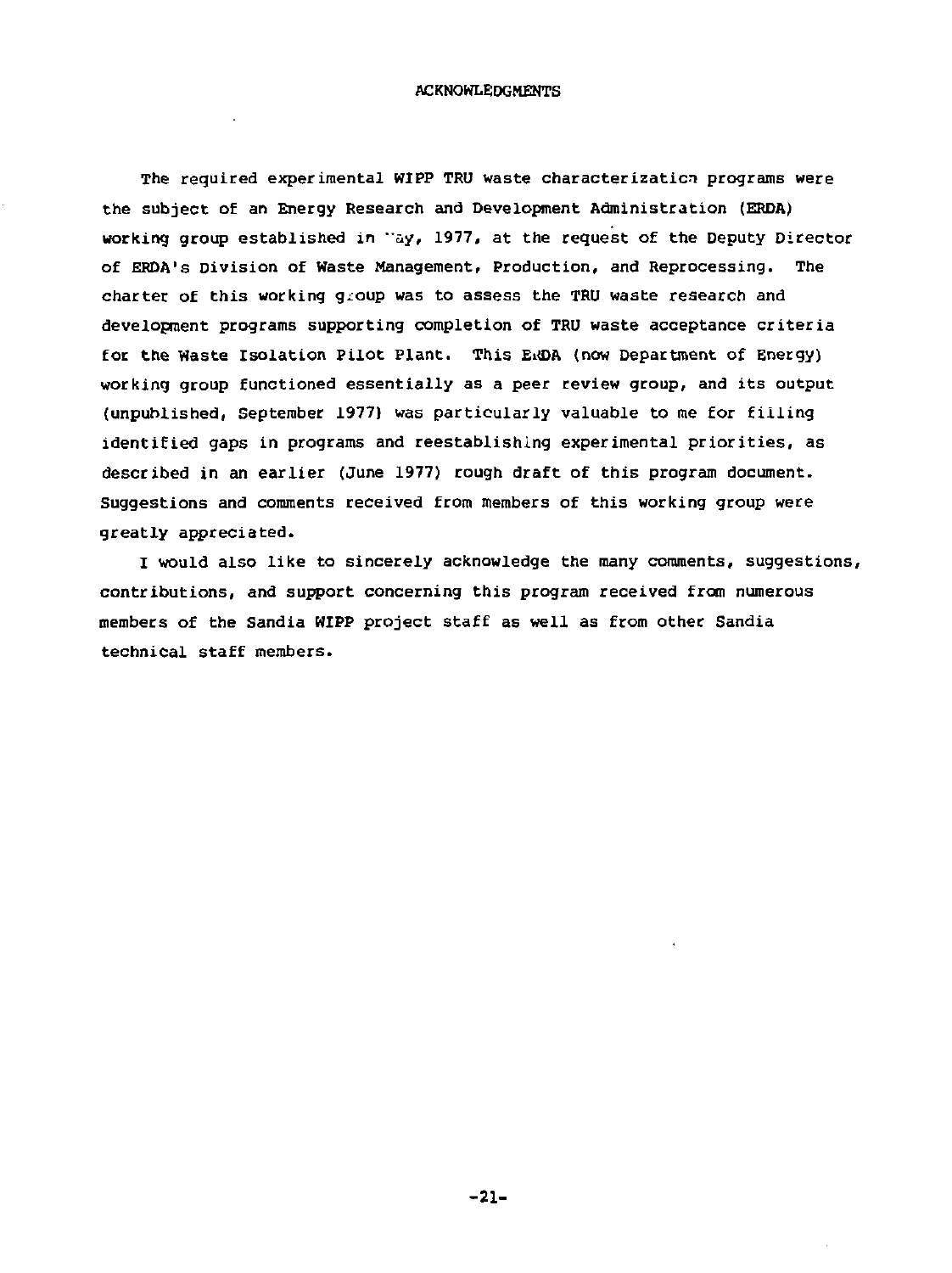# ACKNOWLEDGMENTS

The required experimental WIPP TRU waste characterization programs were the subject of an Energy Research and Development Administration (ERDA) working group established in May, 1977, at the request of the Deputy Director of ERDA's Division of Waste Management, Production, and Reprocessing. The charter of this working group was to assess the TRU waste research and development programs supporting completion of TRU waste acceptance criteria for the Waste Isolation Pilot Plant. This ERDA (now Department of Energy) working group functioned essentially as a peer review group, and its output (unpublished, September 1977) was particularly valuable to me for filling identified gaps in programs and reestablishing experimental priorities, as described in an earlier (June 1977) rough draft of this program document. Suggestions and comments received from members of this working group were greatly appreciated.

I would also like to sincerely acknowledge the many comments, suggestions, contributions, and support concerning this program received from numerous members of the Sandia WIPP project staff as well as from other Sandia technical staff members.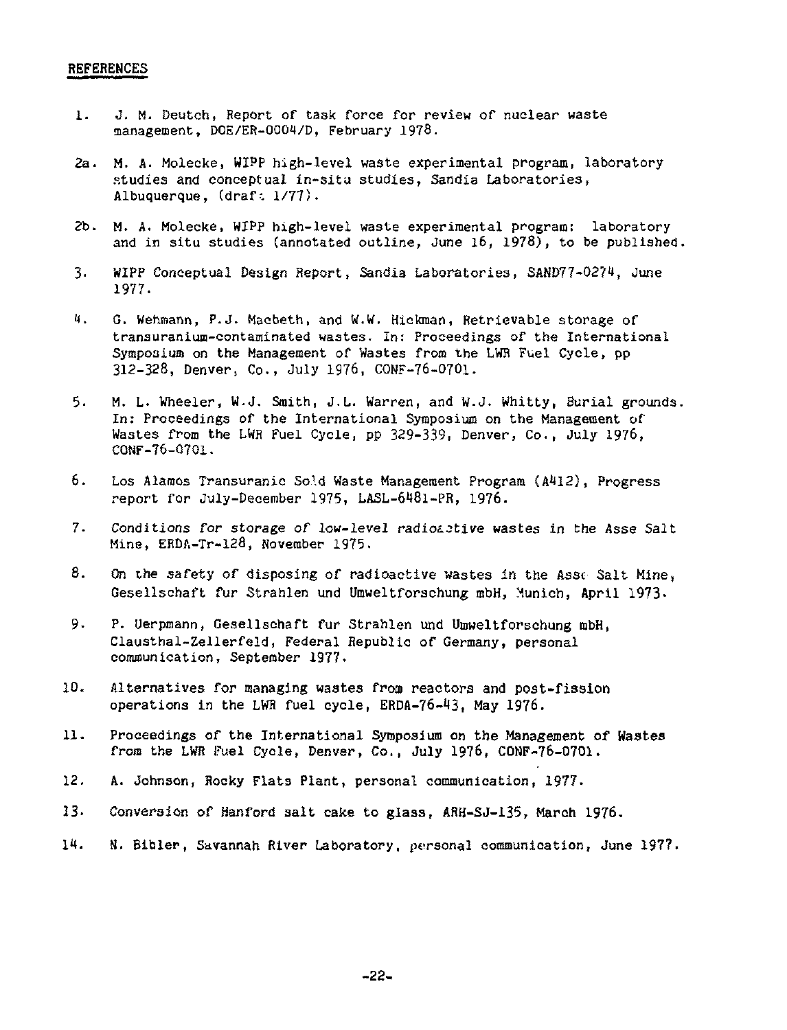## REFERENCES

1. J. M. Deutch, Report of task force for review of nuclear waste management, DOE/ER-0004/D, February 1978.

2a. M. A. Molecke, WIPP high-level waste experimental program, laboratory studies and conceptual in-situ studies, Sandia Laboratories, Albuquerque, (draft 1/77).

2b. M. A. Molecke, WIPP high-level waste experimental program: laboratory and in situ studies (annotated outline, June 16, 1978), to be published.

3. WIPP Conceptual Design Report, Sandia Laboratories, SAND77-0274, June 1977.

4. G. Wehmann, P.J. Macbeth, and W.W. Hickman, Retrievable storage of transuranium-contaminated wastes. In: Proceedings of the International Symposium on the Management of Wastes from the LWR Fuel Cycle, pp 312-328, Denver, Co., July 1976, CONF-76-0701.

5. M. L. Wheeler, W.J. Smith, J.L. Warren, and W.J. Whitty, Burial grounds. In: Proceedings of the International Symposium on the Management of Wastes from the LWR Fuel Cycle, pp 329-339, Denver, Co., July 1976, CONF-76-0701.

6. Los Alamos Transuranic Sold Waste Management Program (A412), Progress report for July-December 1975, LASL-6481-PR, 1976.

7. Conditions for storage of low-level radioactive wastes in the Asse Salt Mine, ERDA-Tr-128, November 1975.

8. On the safety of disposing of radioactive wastes in the Asse Salt Mine, Gesellschaft fur Strahlen und Umweltforschung mbH, Munich, April 1973.

9. P. Uerpmann, Gesellschaft fur Strahlen und Umweltforschung mbH, Clausthal-Zellerfeld, Federal Republic of Germany, personal communication, September 1977.

10. Alternatives for managing wastes from reactors and post-fission operations in the LWR fuel cycle, ERDA-76-43, May 1976.

11. Proceedings of the International Symposium on the Management of Wastes from the LWR Fuel Cycle, Denver, Co., July 1976, CONF-76-0701.

12. A. Johnson, Rocky Flats Plant, personal communication, 1977.

13. Conversion of Hanford salt cake to glass, ARH-SJ-135, March 1976.

14. N. Bibler, Savannah River Laboratory, personal communication, June 1977.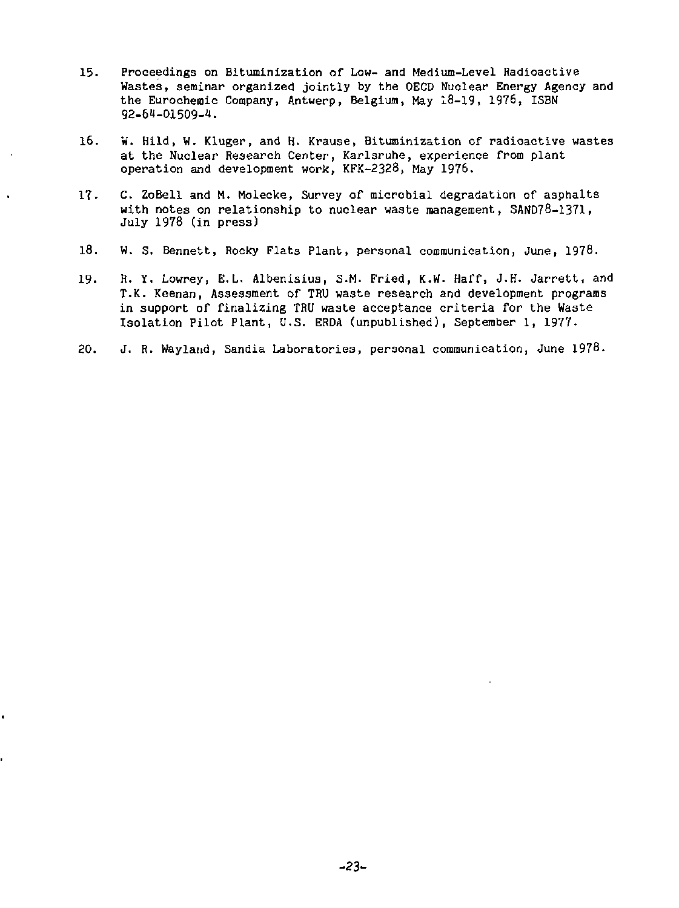15. Proceedings on Bituminization of Low- and Medium-Level Radioactive Wastes, seminar organized jointly by the OECD Nuclear Energy Agency and the Eurochemic Company, Antwerp, Belgium, May 18-19, 1976, ISBN 92-64-01509-4.

16. W. Hild, W. Kluger, and H. Krause, Bituminization of radioactive wastes at the Nuclear Research Center, Karlsruhe, experience from plant operation and development work, KFK-2328, May 1976.

17. C. ZoBell and M. Molecke, Survey of microbial degradation of asphalts with notes on relationship to nuclear waste management, SAND78-1371, July 1978 (in press)

18. W. S. Bennett, Rocky Flats Plant, personal communication, June, 1978.

19. R. Y. Lowrey, E.L. Albenisius, S.M. Fried, K.W. Haff, J.H. Jarrett, and T.K. Keenan, Assessment of TRU waste research and development programs in support of finalizing TRU waste acceptance criteria for the Waste Isolation Pilot Plant, U.S. ERDA (unpublished), September 1, 1977.

20. J. R. Wayland, Sandia Laboratories, personal communication, June 1978.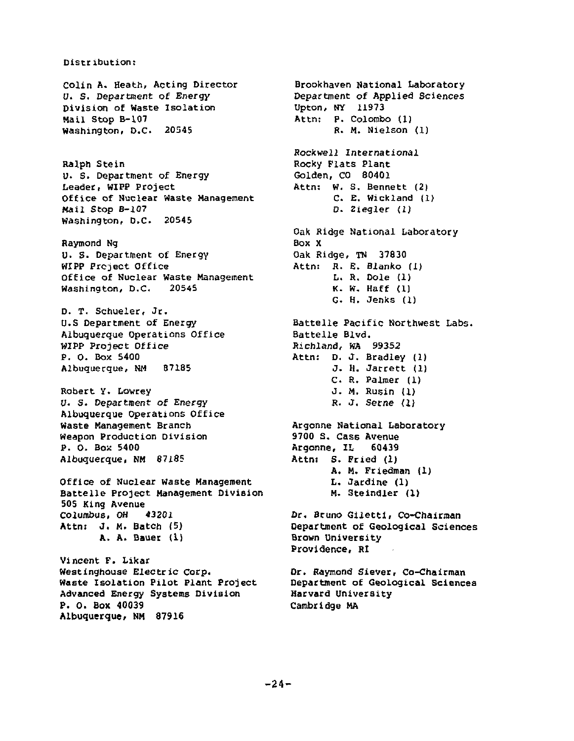Distribution:

Colin A. Heath, Acting Director
U. S. Department of Energy
Division of Waste Isolation
Mail Stop B-107
Washington, D.C. 20545

Ralph Stein
U. S. Department of Energy
Leader, WIPP Project
Office of Nuclear Waste Management
Mail Stop B-107
Washington, D.C. 20545

Raymond Ng
U. S. Department of Energy
WIPP Project Office
Office of Nuclear Waste Management
Washington, D.C. 20545

D. T. Schueler, Jr.
U.S Department of Energy
Albuquerque Operations Office
WIPP Project Office
P. O. Box 5400
Albuquerque, NM 87185

Robert Y. Lowrey
U. S. Department of Energy
Albuquerque Operations Office
Waste Management Branch
Weapon Production Division
P. O. Box 5400
Albuquerque, NM 87185

Office of Nuclear Waste Management
Battelle Project Management Division
505 King Avenue
Columbus, OH 43201
Attn: J. M. Batch (5)
A. A. Bauer (1)

Vincent F. Likar
Westinghouse Electric Corp.
Waste Isolation Pilot Plant Project
Advanced Energy Systems Division
P. O. Box 40039
Albuquerque, NM 87916

Brookhaven National Laboratory
Department of Applied Sciences
Upton, NY 11973
Attn: P. Colombo (1)
R. M. Nielson (1)

Rockwell International
Rocky Flats Plant
Golden, CO 80401
Attn: W. S. Bennett (2)
C. E. Wickland (1)
D. Ziegler (1)

Oak Ridge National Laboratory
Box X
Oak Ridge, TN 37830
Attn: R. E. Blanko (1)
L. R. Dole (1)
K. W. Haff (1)
G. H. Jenks (1)

Battelle Pacific Northwest Labs.
Battelle Blvd.
Richland, WA 99352
Attn: D. J. Bradley (1)
J. H. Jarrett (1)
C. R. Palmer (1)
J. M. Rusin (1)
R. J. Serne (1)

Argonne National Laboratory
9700 S. Cass Avenue
Argonne, IL 60439
Attn: S. Fried (1)
A. M. Friedman (1)
L. Jardine (1)
M. Steindler (1)

Dr. Bruno Giletti, Co-Chairman
Department of Geological Sciences
Brown University
Providence, RI

Dr. Raymond Siever, Co-Chairman
Department of Geological Sciences
Harvard University
Cambridge MA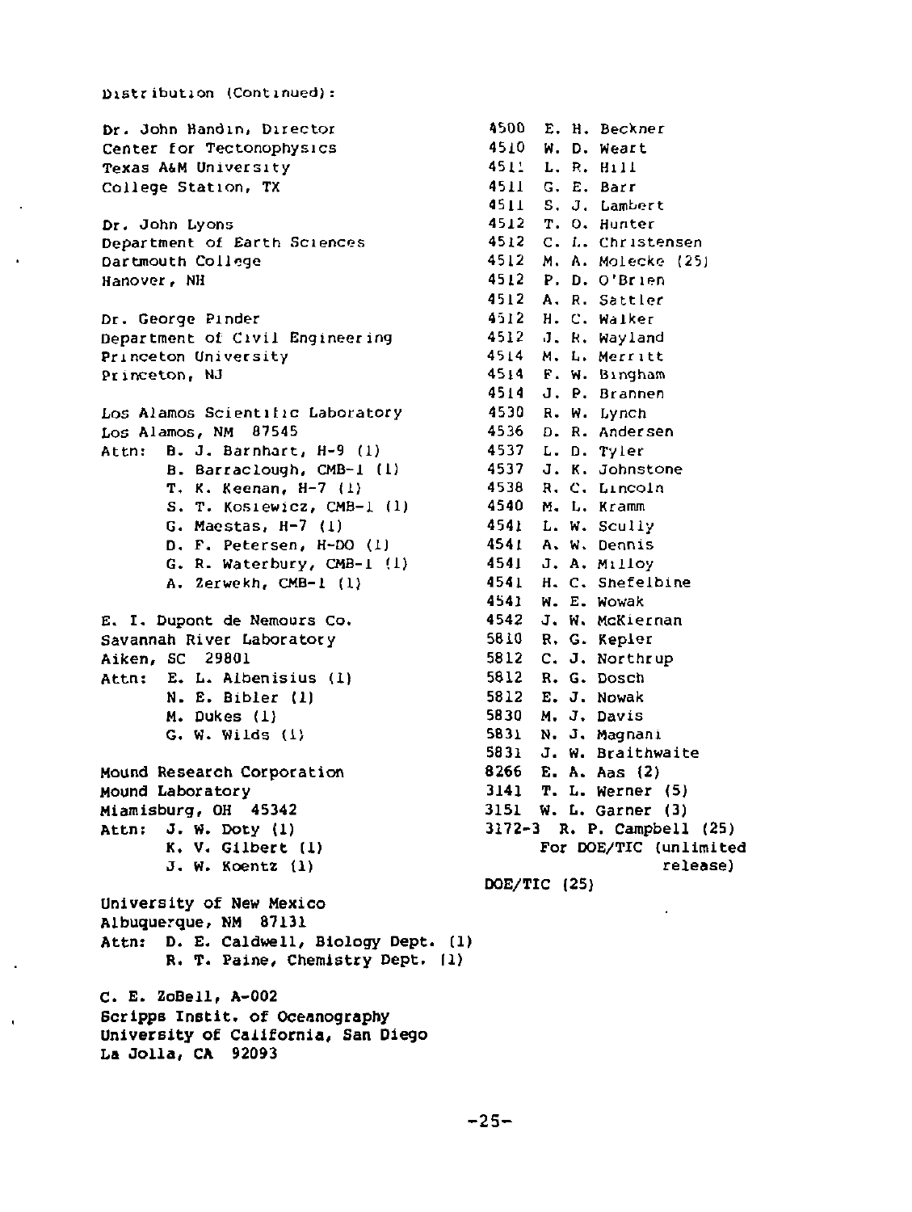Distribution (Continued):

Dr. John Handin, Director
Center for Tectonophysics
Texas A&M University
College Station, TX

Dr. John Lyons
Department of Earth Sciences
Dartmouth College
Hanover, NH

Dr. George Pinder
Department of Civil Engineering
Princeton University
Princeton, NJ

Los Alamos Scientific Laboratory
Los Alamos, NM 87545
Attn: B. J. Barnhart, H-9 (1)
B. Barraclough, CMB-1 (1)
T. K. Keenan, H-7 (1)
S. T. Kosiewicz, CMB-1 (1)
G. Maestas, H-7 (1)
D. F. Petersen, H-DO (1)
G. R. Waterbury, CMB-1 (1)
A. Zerwekh, CMB-1 (1)

E. I. Dupont de Nemours Co.
Savannah River Laboratory
Aiken, SC 29801
Attn: E. L. Albenisius (1)
N. E. Bibler (1)
M. Dukes (1)
G. W. Wilds (1)

Mound Research Corporation
Mound Laboratory
Miamisburg, OH 45342
Attn: J. W. Doty (1)
K. V. Gilbert (1)
J. W. Koentz (1)

University of New Mexico
Albuquerque, NM 87131
Attn: D. E. Caldwell, Biology Dept. (1)
R. T. Paine, Chemistry Dept. (1)

C. E. ZoBell, A-002
Scripps Instit. of Oceanography
University of California, San Diego
La Jolla, CA 92093

4500 E. H. Beckner
4510 W. D. Weart
4511 L. R. Hill
4511 G. E. Barr
4511 S. J. Lambert
4512 T. O. Hunter
4512 C. L. Christensen
4512 M. A. Molecke (25)
4512 P. D. O'Brien
4512 A. R. Sattler
4512 H. C. Walker
4512 J. R. Wayland
4514 M. L. Merritt
4514 F. W. Bingham
4514 J. P. Brannen
4530 R. W. Lynch
4536 D. R. Andersen
4537 L. D. Tyler
4537 J. K. Johnstone
4538 R. C. Lincoln
4540 M. L. Kramm
4541 L. W. Scully
4541 A. W. Dennis
4541 J. A. Milloy
4541 H. C. Shefelbine
4541 W. E. Wowak
4542 J. W. McKiernan
5810 R. G. Kepler
5812 C. J. Northrup
5812 R. G. Dosch
5812 E. J. Nowak
5830 M. J. Davis
5831 N. J. Magnani
5831 J. W. Braithwaite
8266 E. A. Aas (2)
3141 T. L. Werner (5)
3151 W. L. Garner (3)
3172-3 R. P. Campbell (25)
For DOE/TIC (unlimited release)
DOE/TIC (25)